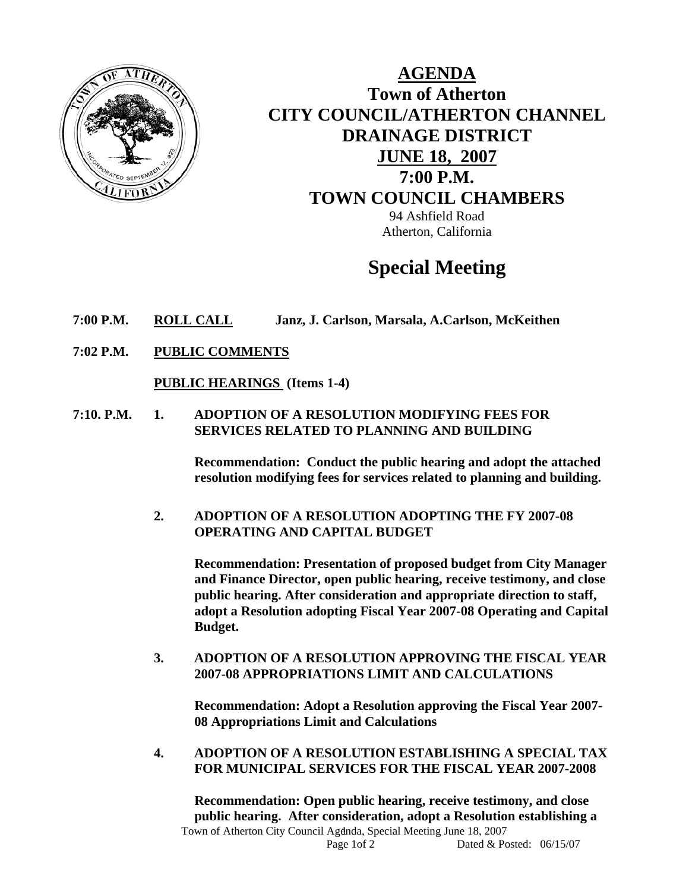# AGENDA

## Town of Atherton

## CITY COUNCIL/ATHERTON CHANNEL DRAINAGE DISTRICT

## JUNE 18, 2007

## 7:00 P.M.

## TOWN COUNCIL CHAMBERS

94 Ashfield Road
Atherton, California

# Special Meeting

**7:00 P.M.** **ROLL CALL** **Janz, J. Carlson, Marsala, A.Carlson, McKeithen**

**7:02 P.M.** **PUBLIC COMMENTS**

**PUBLIC HEARINGS (Items 1-4)**

**7:10. P.M.** **1. ADOPTION OF A RESOLUTION MODIFYING FEES FOR SERVICES RELATED TO PLANNING AND BUILDING**

**Recommendation: Conduct the public hearing and adopt the attached resolution modifying fees for services related to planning and building.**

**2. ADOPTION OF A RESOLUTION ADOPTING THE FY 2007-08 OPERATING AND CAPITAL BUDGET**

**Recommendation: Presentation of proposed budget from City Manager and Finance Director, open public hearing, receive testimony, and close public hearing. After consideration and appropriate direction to staff, adopt a Resolution adopting Fiscal Year 2007-08 Operating and Capital Budget.**

**3. ADOPTION OF A RESOLUTION APPROVING THE FISCAL YEAR 2007-08 APPROPRIATIONS LIMIT AND CALCULATIONS**

**Recommendation: Adopt a Resolution approving the Fiscal Year 2007-08 Appropriations Limit and Calculations**

**4. ADOPTION OF A RESOLUTION ESTABLISHING A SPECIAL TAX FOR MUNICIPAL SERVICES FOR THE FISCAL YEAR 2007-2008**

**Recommendation: Open public hearing, receive testimony, and close public hearing. After consideration, adopt a Resolution establishing a**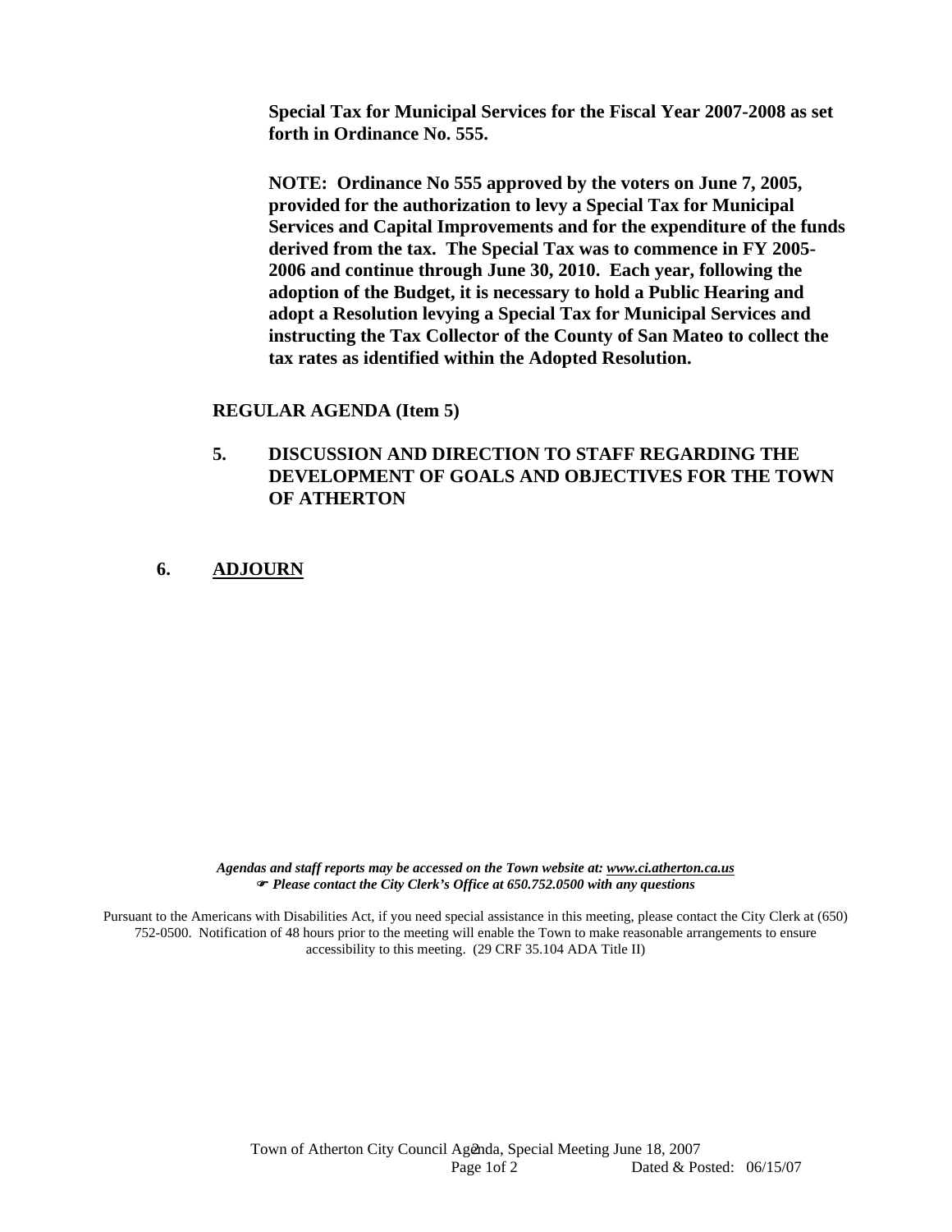**Special Tax for Municipal Services for the Fiscal Year 2007-2008 as set forth in Ordinance No. 555.**

**NOTE: Ordinance No 555 approved by the voters on June 7, 2005, provided for the authorization to levy a Special Tax for Municipal Services and Capital Improvements and for the expenditure of the funds derived from the tax. The Special Tax was to commence in FY 2005-2006 and continue through June 30, 2010. Each year, following the adoption of the Budget, it is necessary to hold a Public Hearing and adopt a Resolution levying a Special Tax for Municipal Services and instructing the Tax Collector of the County of San Mateo to collect the tax rates as identified within the Adopted Resolution.**

**REGULAR AGENDA (Item 5)**

**5. DISCUSSION AND DIRECTION TO STAFF REGARDING THE DEVELOPMENT OF GOALS AND OBJECTIVES FOR THE TOWN OF ATHERTON**

**6. ADJOURN**

***Agendas and staff reports may be accessed on the Town website at: www.ci.atherton.ca.us***
***☛ Please contact the City Clerk's Office at 650.752.0500 with any questions***

Pursuant to the Americans with Disabilities Act, if you need special assistance in this meeting, please contact the City Clerk at (650) 752-0500. Notification of 48 hours prior to the meeting will enable the Town to make reasonable arrangements to ensure accessibility to this meeting. (29 CRF 35.104 ADA Title II)

Town of Atherton City Council Agenda, Special Meeting June 18, 2007
Dated & Posted: 06/15/07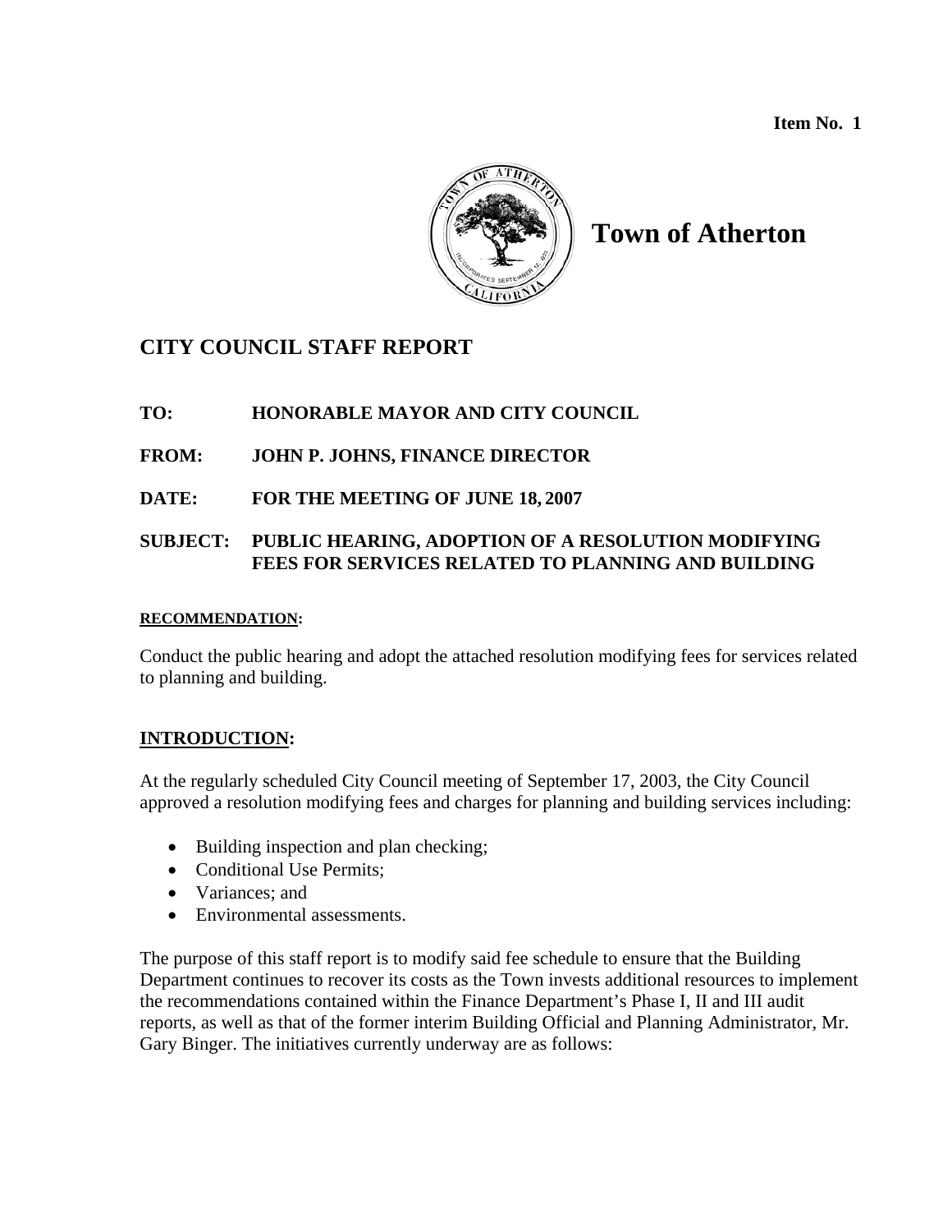**Item No. 1**

**Town of Atherton**

## CITY COUNCIL STAFF REPORT

**TO:** HONORABLE MAYOR AND CITY COUNCIL

**FROM:** JOHN P. JOHNS, FINANCE DIRECTOR

**DATE:** FOR THE MEETING OF JUNE 18, 2007

**SUBJECT:** PUBLIC HEARING, ADOPTION OF A RESOLUTION MODIFYING FEES FOR SERVICES RELATED TO PLANNING AND BUILDING

**RECOMMENDATION:**

Conduct the public hearing and adopt the attached resolution modifying fees for services related to planning and building.

**INTRODUCTION:**

At the regularly scheduled City Council meeting of September 17, 2003, the City Council approved a resolution modifying fees and charges for planning and building services including:

- Building inspection and plan checking;
- Conditional Use Permits;
- Variances; and
- Environmental assessments.

The purpose of this staff report is to modify said fee schedule to ensure that the Building Department continues to recover its costs as the Town invests additional resources to implement the recommendations contained within the Finance Department's Phase I, II and III audit reports, as well as that of the former interim Building Official and Planning Administrator, Mr. Gary Binger. The initiatives currently underway are as follows: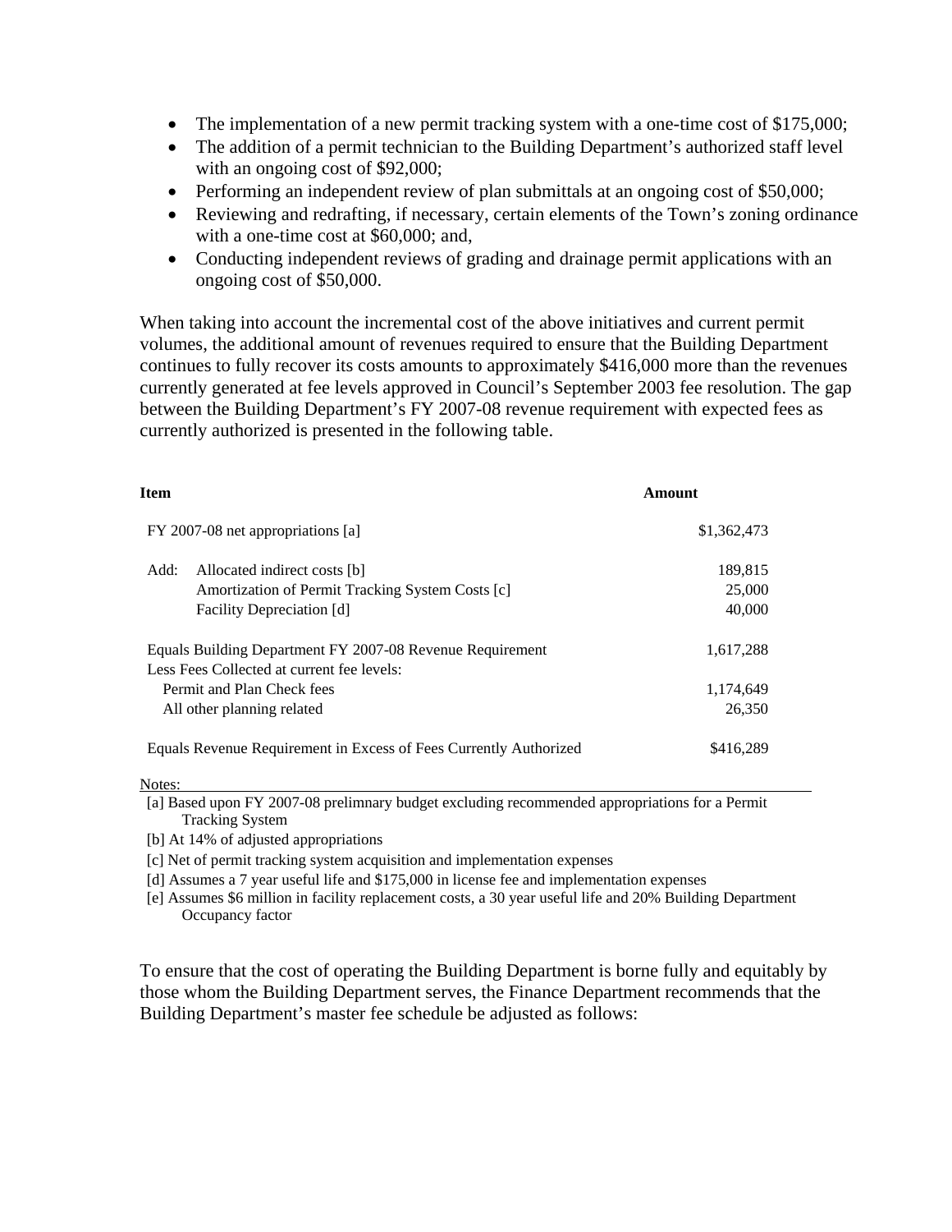- The implementation of a new permit tracking system with a one-time cost of $175,000;
- The addition of a permit technician to the Building Department's authorized staff level with an ongoing cost of $92,000;
- Performing an independent review of plan submittals at an ongoing cost of $50,000;
- Reviewing and redrafting, if necessary, certain elements of the Town's zoning ordinance with a one-time cost at $60,000; and,
- Conducting independent reviews of grading and drainage permit applications with an ongoing cost of $50,000.

When taking into account the incremental cost of the above initiatives and current permit volumes, the additional amount of revenues required to ensure that the Building Department continues to fully recover its costs amounts to approximately $416,000 more than the revenues currently generated at fee levels approved in Council's September 2003 fee resolution. The gap between the Building Department's FY 2007-08 revenue requirement with expected fees as currently authorized is presented in the following table.

| Item | | Amount |
|---|---|---|
| FY 2007-08 net appropriations [a] | | $1,362,473 |
| Add: | Allocated indirect costs [b] | 189,815 |
| | Amortization of Permit Tracking System Costs [c] | 25,000 |
| | Facility Depreciation [d] | 40,000 |
| Equals Building Department FY 2007-08 Revenue Requirement | | 1,617,288 |
| Less Fees Collected at current fee levels: | | |
| Permit and Plan Check fees | | 1,174,649 |
| All other planning related | | 26,350 |
| Equals Revenue Requirement in Excess of Fees Currently Authorized | | $416,289 |

Notes:

[a] Based upon FY 2007-08 prelimnary budget excluding recommended appropriations for a Permit Tracking System

[b] At 14% of adjusted appropriations

[c] Net of permit tracking system acquisition and implementation expenses

[d] Assumes a 7 year useful life and $175,000 in license fee and implementation expenses

[e] Assumes $6 million in facility replacement costs, a 30 year useful life and 20% Building Department Occupancy factor

To ensure that the cost of operating the Building Department is borne fully and equitably by those whom the Building Department serves, the Finance Department recommends that the Building Department's master fee schedule be adjusted as follows: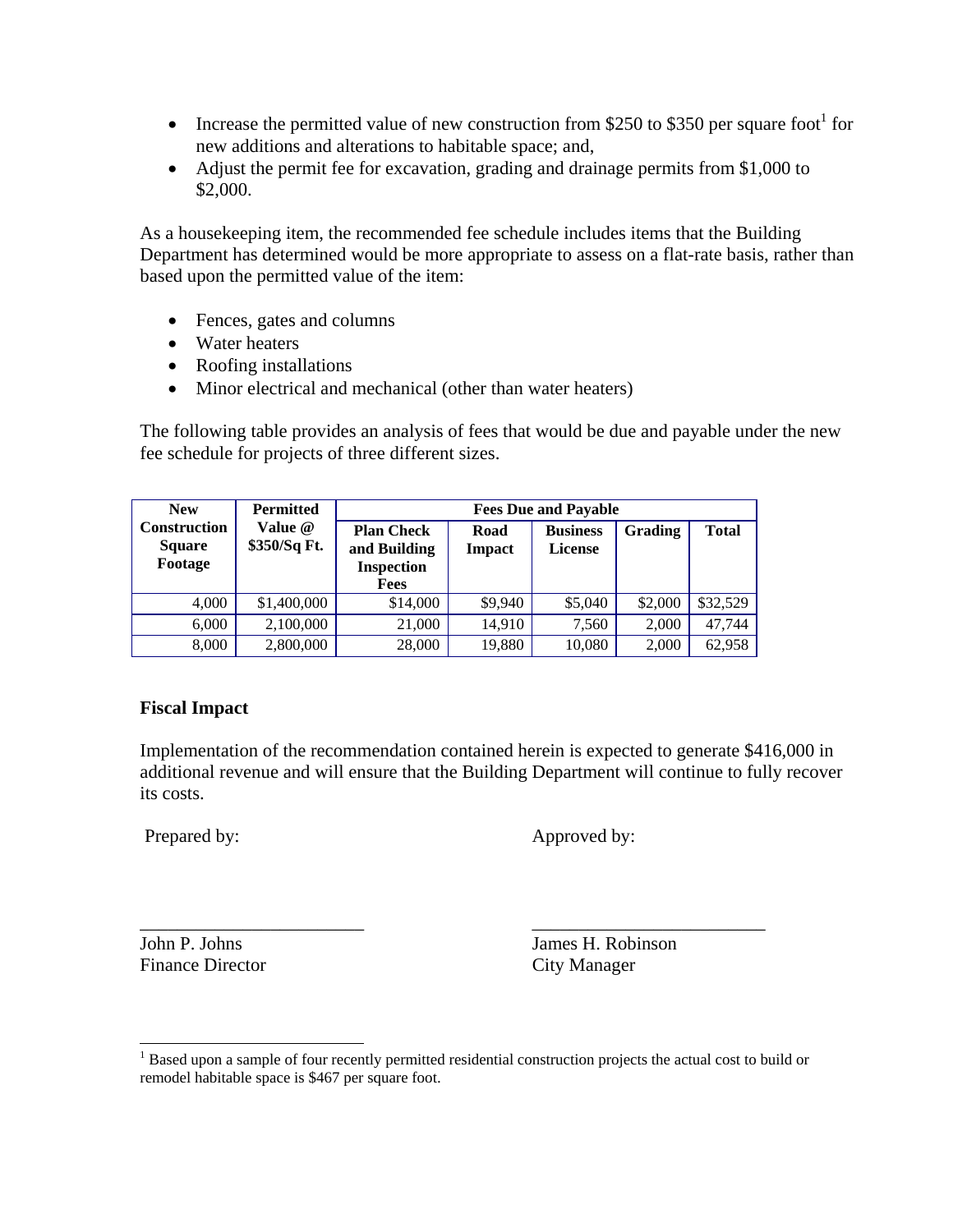- Increase the permitted value of new construction from $250 to $350 per square foot[1] for new additions and alterations to habitable space; and,
- Adjust the permit fee for excavation, grading and drainage permits from $1,000 to $2,000.

As a housekeeping item, the recommended fee schedule includes items that the Building Department has determined would be more appropriate to assess on a flat-rate basis, rather than based upon the permitted value of the item:

- Fences, gates and columns
- Water heaters
- Roofing installations
- Minor electrical and mechanical (other than water heaters)

The following table provides an analysis of fees that would be due and payable under the new fee schedule for projects of three different sizes.

| New Construction Square Footage | Permitted Value @ $350/Sq Ft. | Fees Due and Payable | | | | |
|---|---|---|---|---|---|---|
| | | Plan Check and Building Inspection Fees | Road Impact | Business License | Grading | Total |
| 4,000 | $1,400,000 | $14,000 | $9,940 | $5,040 | $2,000 | $32,529 |
| 6,000 | 2,100,000 | 21,000 | 14,910 | 7,560 | 2,000 | 47,744 |
| 8,000 | 2,800,000 | 28,000 | 19,880 | 10,080 | 2,000 | 62,958 |

**Fiscal Impact**

Implementation of the recommendation contained herein is expected to generate $416,000 in additional revenue and will ensure that the Building Department will continue to fully recover its costs.

Prepared by:

\_\_\_\_\_\_\_\_\_\_\_\_\_\_\_\_\_\_\_\_\_\_\_\_\_
John P. Johns
Finance Director

Approved by:

\_\_\_\_\_\_\_\_\_\_\_\_\_\_\_\_\_\_\_\_\_\_\_\_\_
James H. Robinson
City Manager

[1] Based upon a sample of four recently permitted residential construction projects the actual cost to build or remodel habitable space is $467 per square foot.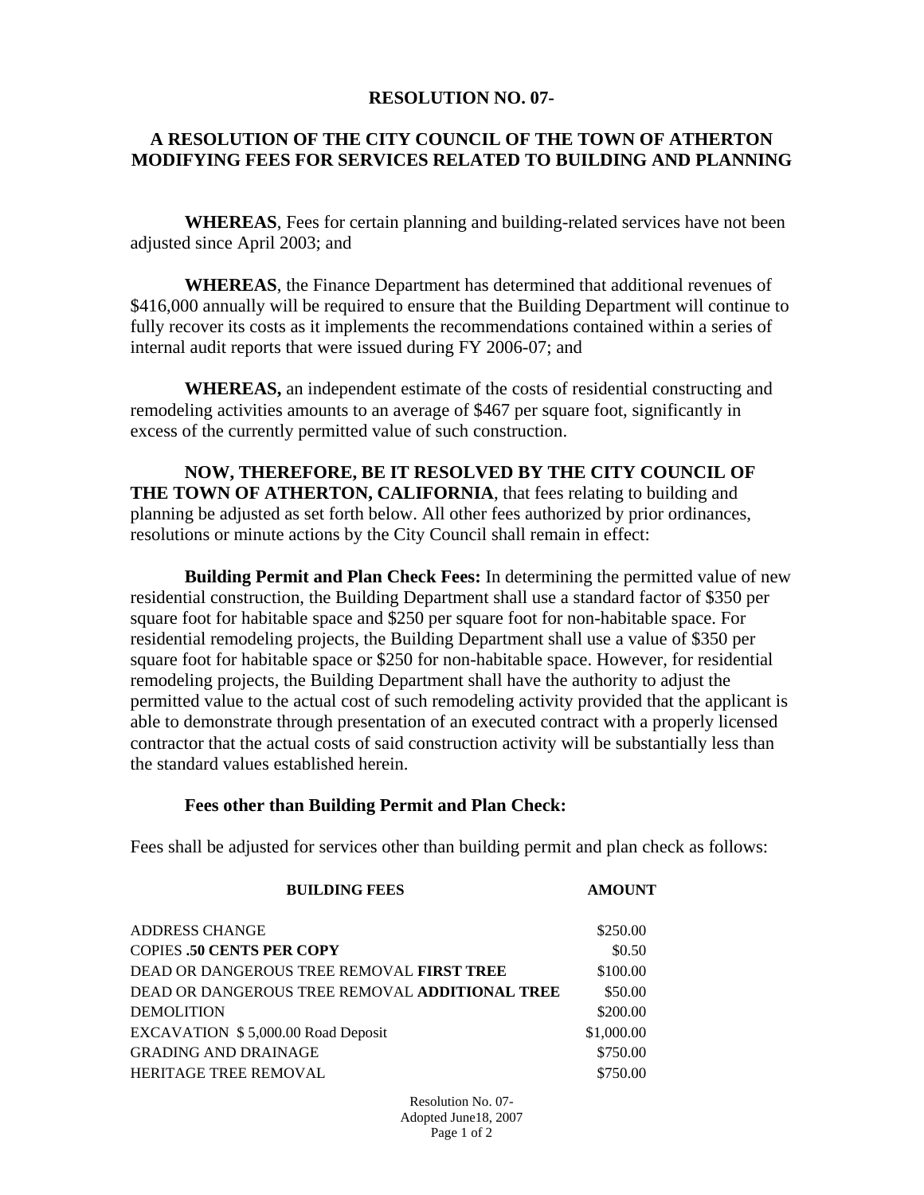**RESOLUTION NO. 07-**

**A RESOLUTION OF THE CITY COUNCIL OF THE TOWN OF ATHERTON MODIFYING FEES FOR SERVICES RELATED TO BUILDING AND PLANNING**

**WHEREAS**, Fees for certain planning and building-related services have not been adjusted since April 2003; and

**WHEREAS**, the Finance Department has determined that additional revenues of $416,000 annually will be required to ensure that the Building Department will continue to fully recover its costs as it implements the recommendations contained within a series of internal audit reports that were issued during FY 2006-07; and

**WHEREAS,** an independent estimate of the costs of residential constructing and remodeling activities amounts to an average of $467 per square foot, significantly in excess of the currently permitted value of such construction.

**NOW, THEREFORE, BE IT RESOLVED BY THE CITY COUNCIL OF THE TOWN OF ATHERTON, CALIFORNIA**, that fees relating to building and planning be adjusted as set forth below. All other fees authorized by prior ordinances, resolutions or minute actions by the City Council shall remain in effect:

**Building Permit and Plan Check Fees:** In determining the permitted value of new residential construction, the Building Department shall use a standard factor of $350 per square foot for habitable space and $250 per square foot for non-habitable space. For residential remodeling projects, the Building Department shall use a value of $350 per square foot for habitable space or $250 for non-habitable space. However, for residential remodeling projects, the Building Department shall have the authority to adjust the permitted value to the actual cost of such remodeling activity provided that the applicant is able to demonstrate through presentation of an executed contract with a properly licensed contractor that the actual costs of said construction activity will be substantially less than the standard values established herein.

**Fees other than Building Permit and Plan Check:**

Fees shall be adjusted for services other than building permit and plan check as follows:

| BUILDING FEES | AMOUNT |
|---|---|
| ADDRESS CHANGE | $250.00 |
| COPIES **.50 CENTS PER COPY** | $0.50 |
| DEAD OR DANGEROUS TREE REMOVAL **FIRST TREE** | $100.00 |
| DEAD OR DANGEROUS TREE REMOVAL **ADDITIONAL TREE** | $50.00 |
| DEMOLITION | $200.00 |
| EXCAVATION $ 5,000.00 Road Deposit | $1,000.00 |
| GRADING AND DRAINAGE | $750.00 |
| HERITAGE TREE REMOVAL | $750.00 |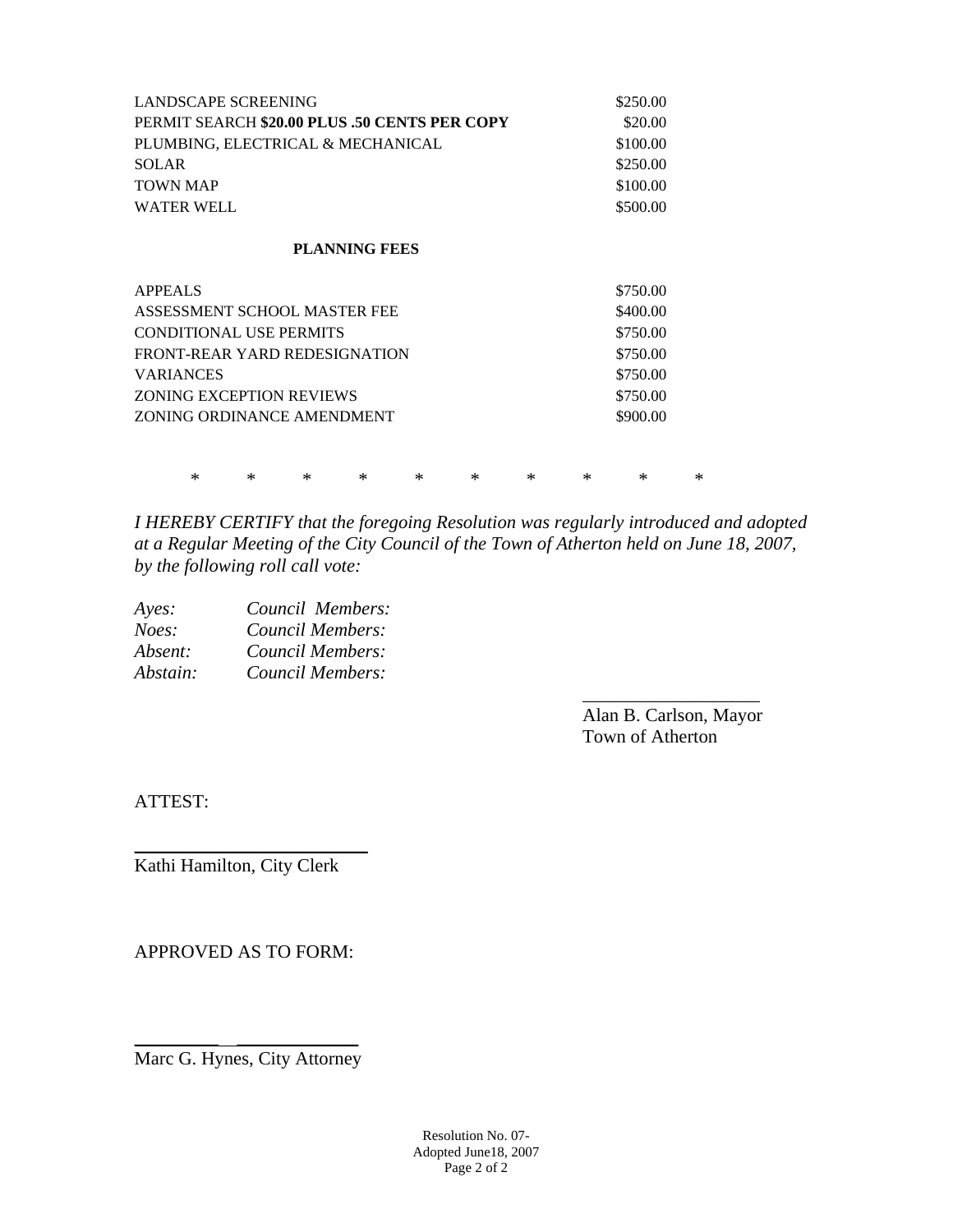| | |
|---|---|
| LANDSCAPE SCREENING | $250.00 |
| PERMIT SEARCH **$20.00 PLUS .50 CENTS PER COPY** | $20.00 |
| PLUMBING, ELECTRICAL & MECHANICAL | $100.00 |
| SOLAR | $250.00 |
| TOWN MAP | $100.00 |
| WATER WELL | $500.00 |

**PLANNING FEES**

| | |
|---|---|
| APPEALS | $750.00 |
| ASSESSMENT SCHOOL MASTER FEE | $400.00 |
| CONDITIONAL USE PERMITS | $750.00 |
| FRONT-REAR YARD REDESIGNATION | $750.00 |
| VARIANCES | $750.00 |
| ZONING EXCEPTION REVIEWS | $750.00 |
| ZONING ORDINANCE AMENDMENT | $900.00 |

\* \* \* \* \* \* \* \* \* \*

*I HEREBY CERTIFY that the foregoing Resolution was regularly introduced and adopted at a Regular Meeting of the City Council of the Town of Atherton held on June 18, 2007, by the following roll call vote:*

*Ayes:* *Council Members:*
*Noes:* *Council Members:*
*Absent:* *Council Members:*
*Abstain:* *Council Members:*

\_\_\_\_\_\_\_\_\_\_\_\_\_\_\_\_\_\_\_\_
Alan B. Carlson, Mayor
Town of Atherton

ATTEST:

\_\_\_\_\_\_\_\_\_\_\_\_\_\_\_\_\_\_\_\_\_\_\_\_\_
Kathi Hamilton, City Clerk

APPROVED AS TO FORM:

\_\_\_\_\_\_\_\_\_\_\_\_\_\_\_\_\_\_\_\_\_\_\_\_\_
Marc G. Hynes, City Attorney

Resolution No. 07-
Adopted June18, 2007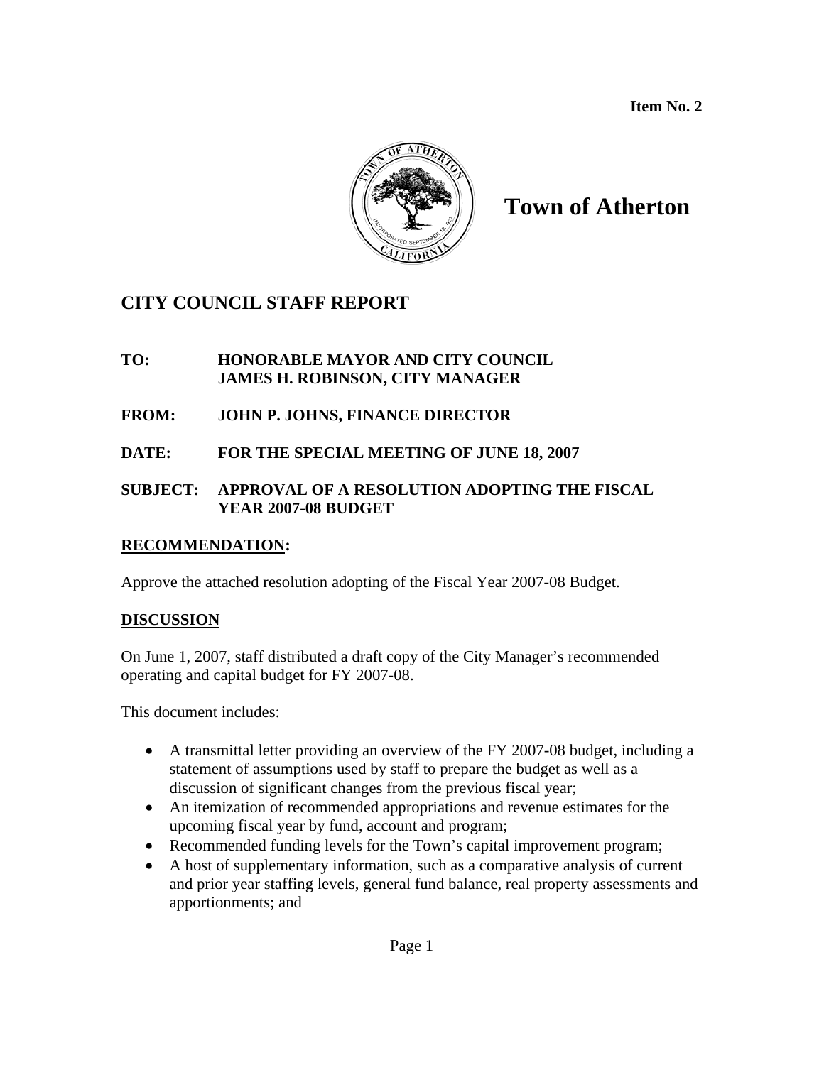**Item No. 2**

# Town of Atherton

## CITY COUNCIL STAFF REPORT

**TO:** HONORABLE MAYOR AND CITY COUNCIL
JAMES H. ROBINSON, CITY MANAGER

**FROM:** JOHN P. JOHNS, FINANCE DIRECTOR

**DATE:** FOR THE SPECIAL MEETING OF JUNE 18, 2007

**SUBJECT:** APPROVAL OF A RESOLUTION ADOPTING THE FISCAL YEAR 2007-08 BUDGET

### RECOMMENDATION:

Approve the attached resolution adopting of the Fiscal Year 2007-08 Budget.

### DISCUSSION

On June 1, 2007, staff distributed a draft copy of the City Manager's recommended operating and capital budget for FY 2007-08.

This document includes:

- A transmittal letter providing an overview of the FY 2007-08 budget, including a statement of assumptions used by staff to prepare the budget as well as a discussion of significant changes from the previous fiscal year;
- An itemization of recommended appropriations and revenue estimates for the upcoming fiscal year by fund, account and program;
- Recommended funding levels for the Town's capital improvement program;
- A host of supplementary information, such as a comparative analysis of current and prior year staffing levels, general fund balance, real property assessments and apportionments; and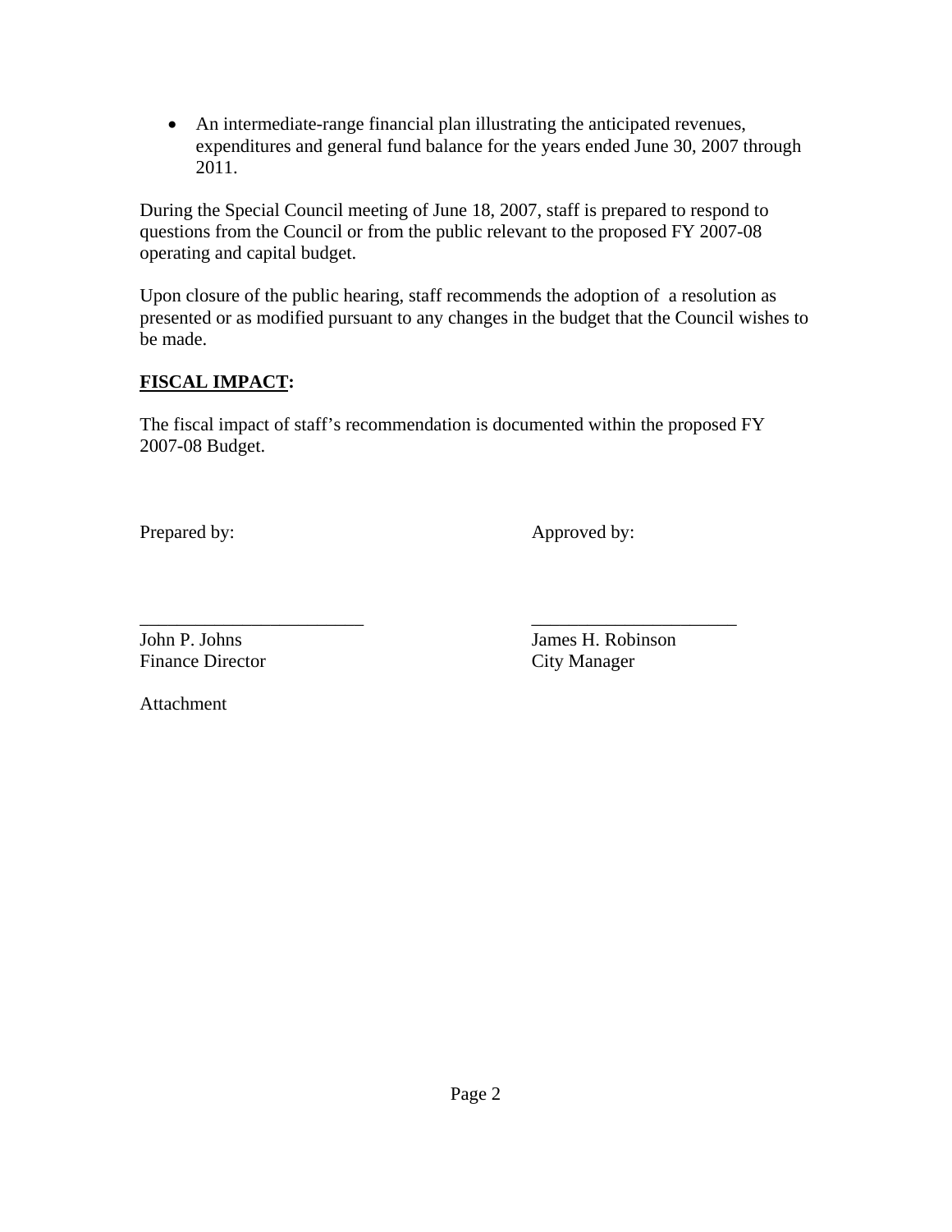- An intermediate-range financial plan illustrating the anticipated revenues, expenditures and general fund balance for the years ended June 30, 2007 through 2011.

During the Special Council meeting of June 18, 2007, staff is prepared to respond to questions from the Council or from the public relevant to the proposed FY 2007-08 operating and capital budget.

Upon closure of the public hearing, staff recommends the adoption of a resolution as presented or as modified pursuant to any changes in the budget that the Council wishes to be made.

**FISCAL IMPACT:**

The fiscal impact of staff's recommendation is documented within the proposed FY 2007-08 Budget.

| Prepared by: | Approved by: |
|---|---|
| ________________________ | ______________________ |
| John P. Johns | James H. Robinson |
| Finance Director | City Manager |

Attachment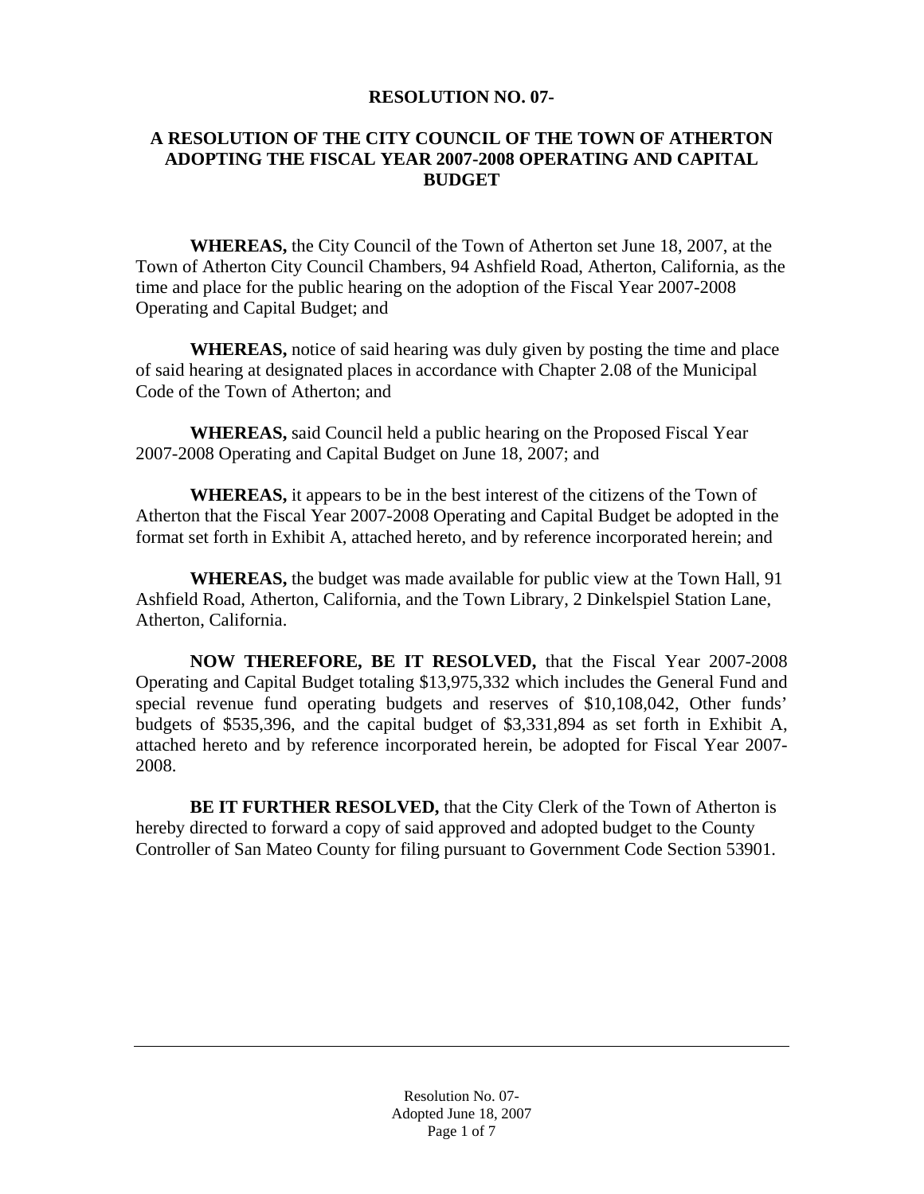**RESOLUTION NO. 07-**

**A RESOLUTION OF THE CITY COUNCIL OF THE TOWN OF ATHERTON ADOPTING THE FISCAL YEAR 2007-2008 OPERATING AND CAPITAL BUDGET**

**WHEREAS,** the City Council of the Town of Atherton set June 18, 2007, at the Town of Atherton City Council Chambers, 94 Ashfield Road, Atherton, California, as the time and place for the public hearing on the adoption of the Fiscal Year 2007-2008 Operating and Capital Budget; and

**WHEREAS,** notice of said hearing was duly given by posting the time and place of said hearing at designated places in accordance with Chapter 2.08 of the Municipal Code of the Town of Atherton; and

**WHEREAS,** said Council held a public hearing on the Proposed Fiscal Year 2007-2008 Operating and Capital Budget on June 18, 2007; and

**WHEREAS,** it appears to be in the best interest of the citizens of the Town of Atherton that the Fiscal Year 2007-2008 Operating and Capital Budget be adopted in the format set forth in Exhibit A, attached hereto, and by reference incorporated herein; and

**WHEREAS,** the budget was made available for public view at the Town Hall, 91 Ashfield Road, Atherton, California, and the Town Library, 2 Dinkelspiel Station Lane, Atherton, California.

**NOW THEREFORE, BE IT RESOLVED,** that the Fiscal Year 2007-2008 Operating and Capital Budget totaling $13,975,332 which includes the General Fund and special revenue fund operating budgets and reserves of $10,108,042, Other funds' budgets of $535,396, and the capital budget of $3,331,894 as set forth in Exhibit A, attached hereto and by reference incorporated herein, be adopted for Fiscal Year 2007-2008.

**BE IT FURTHER RESOLVED,** that the City Clerk of the Town of Atherton is hereby directed to forward a copy of said approved and adopted budget to the County Controller of San Mateo County for filing pursuant to Government Code Section 53901.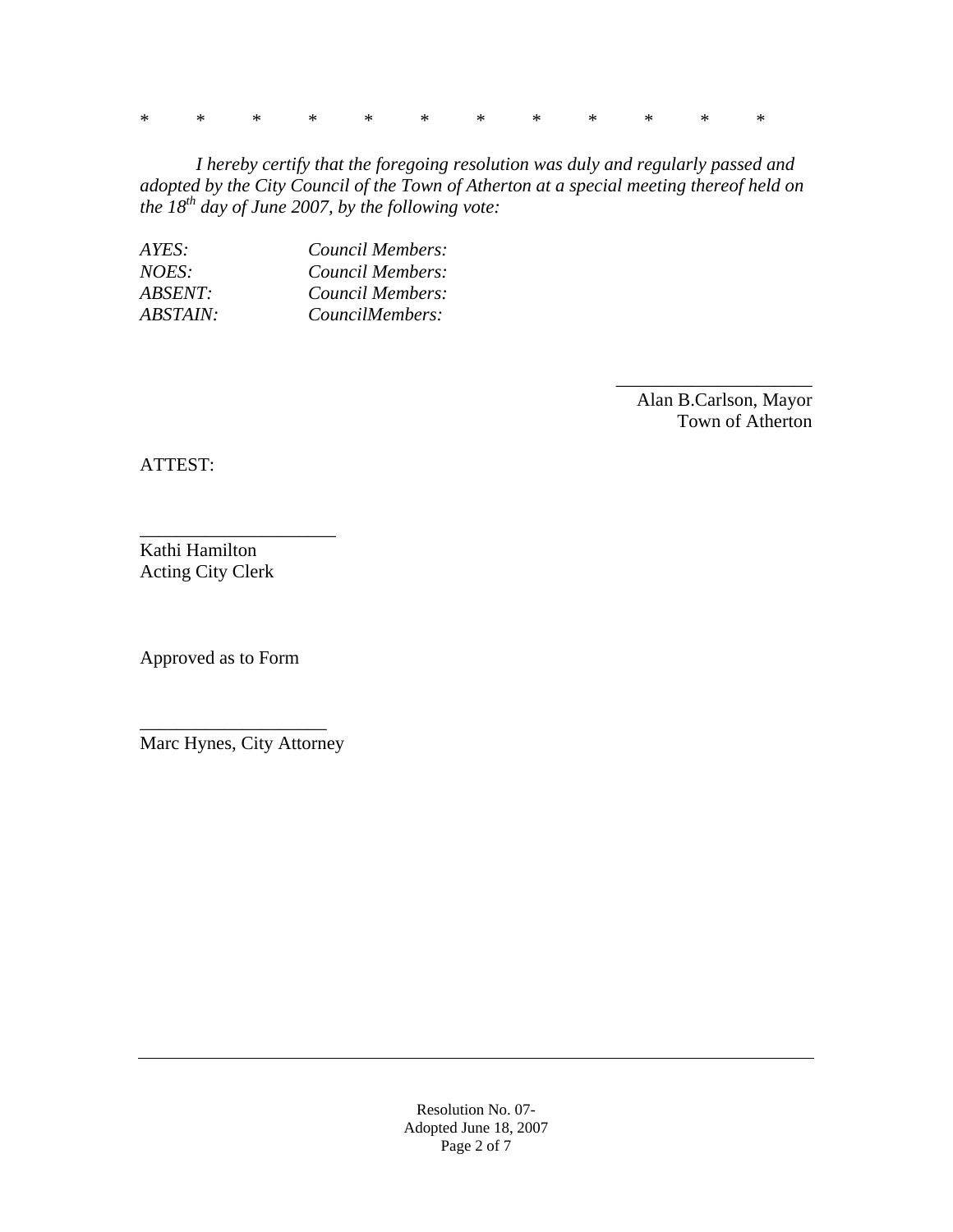*          *          *          *          *          *          *          *          *          *          *          *

*I hereby certify that the foregoing resolution was duly and regularly passed and adopted by the City Council of the Town of Atherton at a special meeting thereof held on the 18th day of June 2007, by the following vote:*

| | |
|---|---|
| *AYES:* | *Council Members:* |
| *NOES:* | *Council Members:* |
| *ABSENT:* | *Council Members:* |
| *ABSTAIN:* | *CouncilMembers:* |

_____________________
Alan B.Carlson, Mayor
Town of Atherton

ATTEST:

_____________________
Kathi Hamilton
Acting City Clerk

Approved as to Form

____________________
Marc Hynes, City Attorney

Resolution No. 07-
Adopted June 18, 2007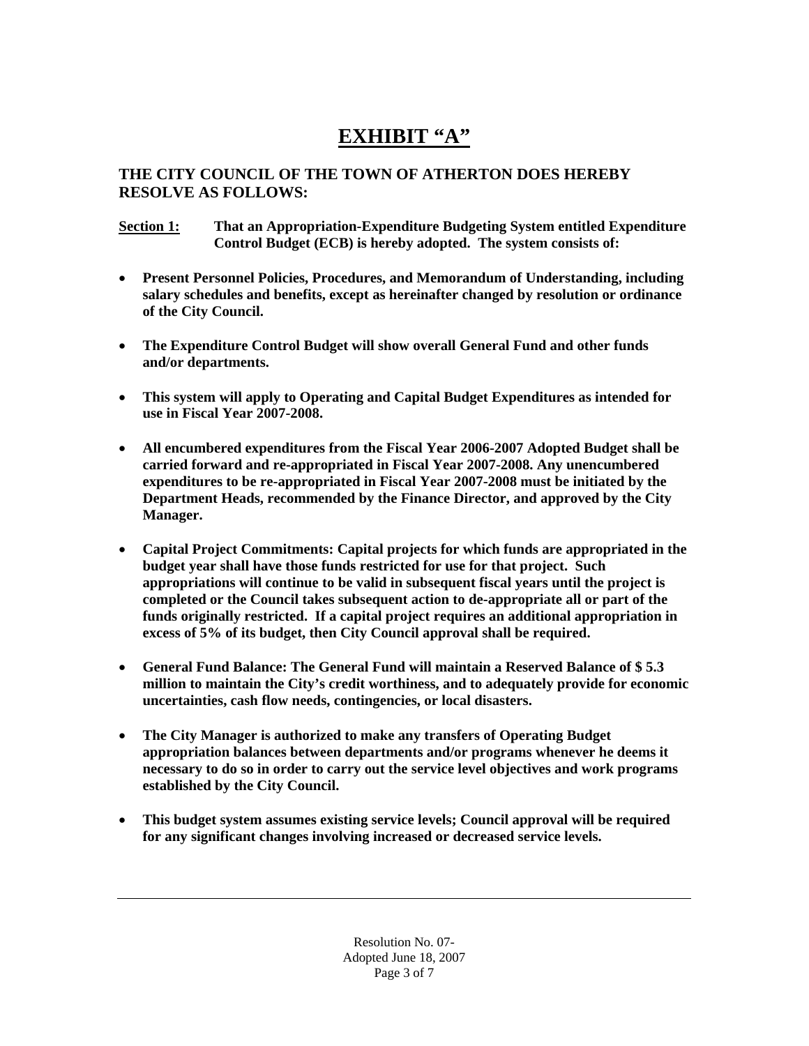# EXHIBIT "A"

**THE CITY COUNCIL OF THE TOWN OF ATHERTON DOES HEREBY RESOLVE AS FOLLOWS:**

**Section 1:** **That an Appropriation-Expenditure Budgeting System entitled Expenditure Control Budget (ECB) is hereby adopted. The system consists of:**

- **Present Personnel Policies, Procedures, and Memorandum of Understanding, including salary schedules and benefits, except as hereinafter changed by resolution or ordinance of the City Council.**

- **The Expenditure Control Budget will show overall General Fund and other funds and/or departments.**

- **This system will apply to Operating and Capital Budget Expenditures as intended for use in Fiscal Year 2007-2008.**

- **All encumbered expenditures from the Fiscal Year 2006-2007 Adopted Budget shall be carried forward and re-appropriated in Fiscal Year 2007-2008. Any unencumbered expenditures to be re-appropriated in Fiscal Year 2007-2008 must be initiated by the Department Heads, recommended by the Finance Director, and approved by the City Manager.**

- **Capital Project Commitments: Capital projects for which funds are appropriated in the budget year shall have those funds restricted for use for that project. Such appropriations will continue to be valid in subsequent fiscal years until the project is completed or the Council takes subsequent action to de-appropriate all or part of the funds originally restricted. If a capital project requires an additional appropriation in excess of 5% of its budget, then City Council approval shall be required.**

- **General Fund Balance: The General Fund will maintain a Reserved Balance of $ 5.3 million to maintain the City's credit worthiness, and to adequately provide for economic uncertainties, cash flow needs, contingencies, or local disasters.**

- **The City Manager is authorized to make any transfers of Operating Budget appropriation balances between departments and/or programs whenever he deems it necessary to do so in order to carry out the service level objectives and work programs established by the City Council.**

- **This budget system assumes existing service levels; Council approval will be required for any significant changes involving increased or decreased service levels.**

Resolution No. 07-
Adopted June 18, 2007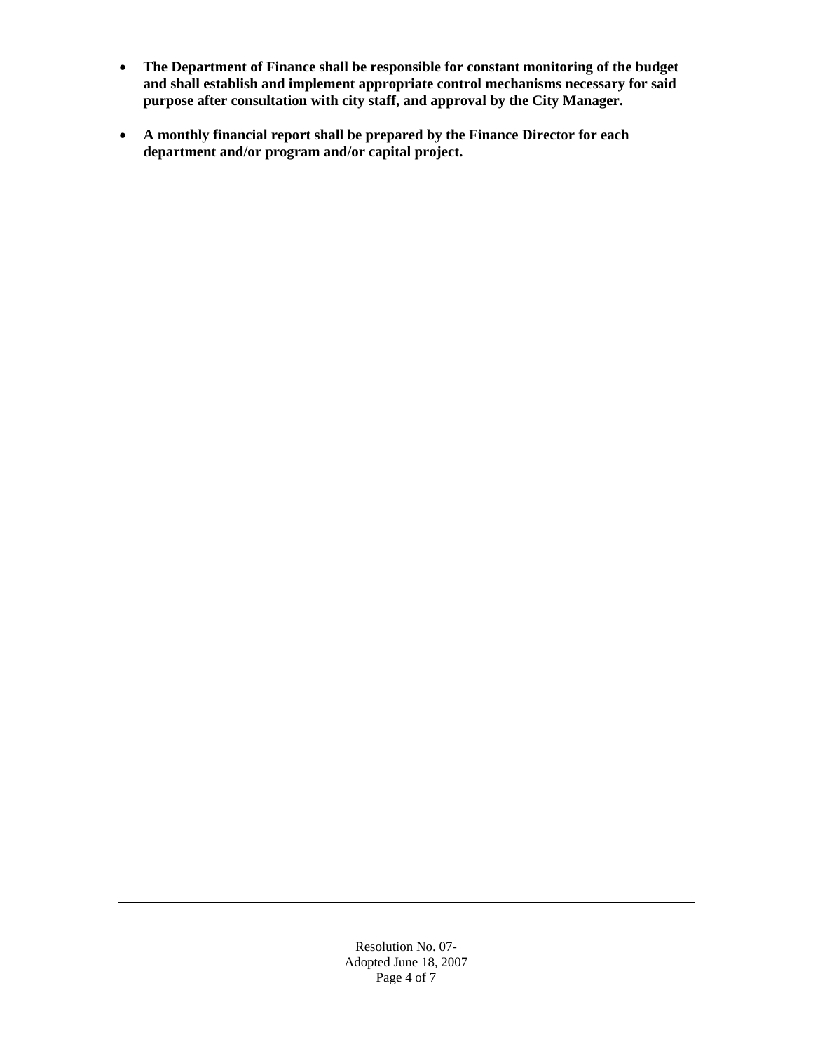- **The Department of Finance shall be responsible for constant monitoring of the budget and shall establish and implement appropriate control mechanisms necessary for said purpose after consultation with city staff, and approval by the City Manager.**

- **A monthly financial report shall be prepared by the Finance Director for each department and/or program and/or capital project.**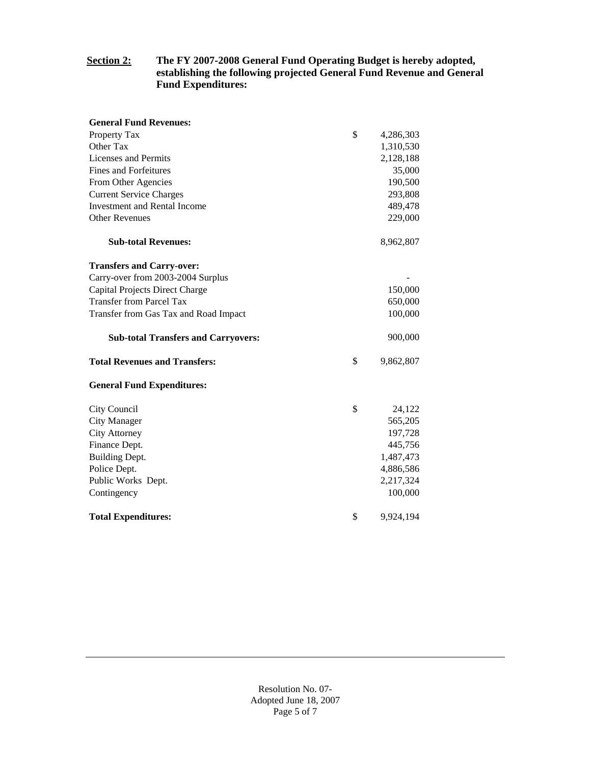**Section 2:** **The FY 2007-2008 General Fund Operating Budget is hereby adopted, establishing the following projected General Fund Revenue and General Fund Expenditures:**

| | | |
|---|---|---|
| **General Fund Revenues:** | | |
| Property Tax | $ | 4,286,303 |
| Other Tax | | 1,310,530 |
| Licenses and Permits | | 2,128,188 |
| Fines and Forfeitures | | 35,000 |
| From Other Agencies | | 190,500 |
| Current Service Charges | | 293,808 |
| Investment and Rental Income | | 489,478 |
| Other Revenues | | 229,000 |
| **Sub-total Revenues:** | | 8,962,807 |
| **Transfers and Carry-over:** | | |
| Carry-over from 2003-2004 Surplus | | - |
| Capital Projects Direct Charge | | 150,000 |
| Transfer from Parcel Tax | | 650,000 |
| Transfer from Gas Tax and Road Impact | | 100,000 |
| **Sub-total Transfers and Carryovers:** | | 900,000 |
| **Total Revenues and Transfers:** | $ | 9,862,807 |
| **General Fund Expenditures:** | | |
| City Council | $ | 24,122 |
| City Manager | | 565,205 |
| City Attorney | | 197,728 |
| Finance Dept. | | 445,756 |
| Building Dept. | | 1,487,473 |
| Police Dept. | | 4,886,586 |
| Public Works Dept. | | 2,217,324 |
| Contingency | | 100,000 |
| **Total Expenditures:** | $ | 9,924,194 |

Resolution No. 07-
Adopted June 18, 2007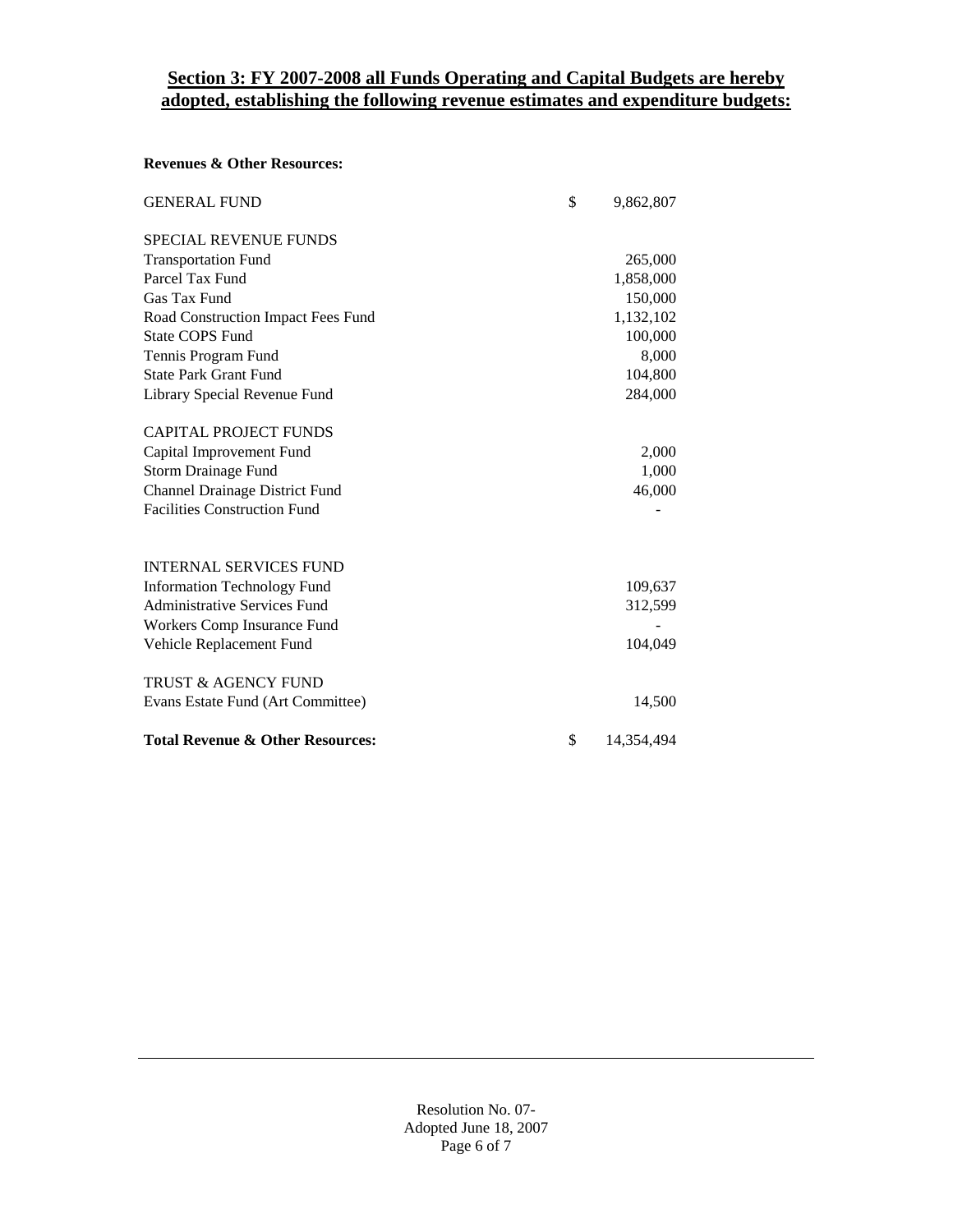## Section 3: FY 2007-2008 all Funds Operating and Capital Budgets are hereby adopted, establishing the following revenue estimates and expenditure budgets:

**Revenues & Other Resources:**

| | |
|---|---|
| GENERAL FUND | $ 9,862,807 |
| | |
| SPECIAL REVENUE FUNDS | |
| Transportation Fund | 265,000 |
| Parcel Tax Fund | 1,858,000 |
| Gas Tax Fund | 150,000 |
| Road Construction Impact Fees Fund | 1,132,102 |
| State COPS Fund | 100,000 |
| Tennis Program Fund | 8,000 |
| State Park Grant Fund | 104,800 |
| Library Special Revenue Fund | 284,000 |
| | |
| CAPITAL PROJECT FUNDS | |
| Capital Improvement Fund | 2,000 |
| Storm Drainage Fund | 1,000 |
| Channel Drainage District Fund | 46,000 |
| Facilities Construction Fund | - |
| | |
| INTERNAL SERVICES FUND | |
| Information Technology Fund | 109,637 |
| Administrative Services Fund | 312,599 |
| Workers Comp Insurance Fund | - |
| Vehicle Replacement Fund | 104,049 |
| | |
| TRUST & AGENCY FUND | |
| Evans Estate Fund (Art Committee) | 14,500 |
| | |
| **Total Revenue & Other Resources:** | $ 14,354,494 |

Resolution No. 07-
Adopted June 18, 2007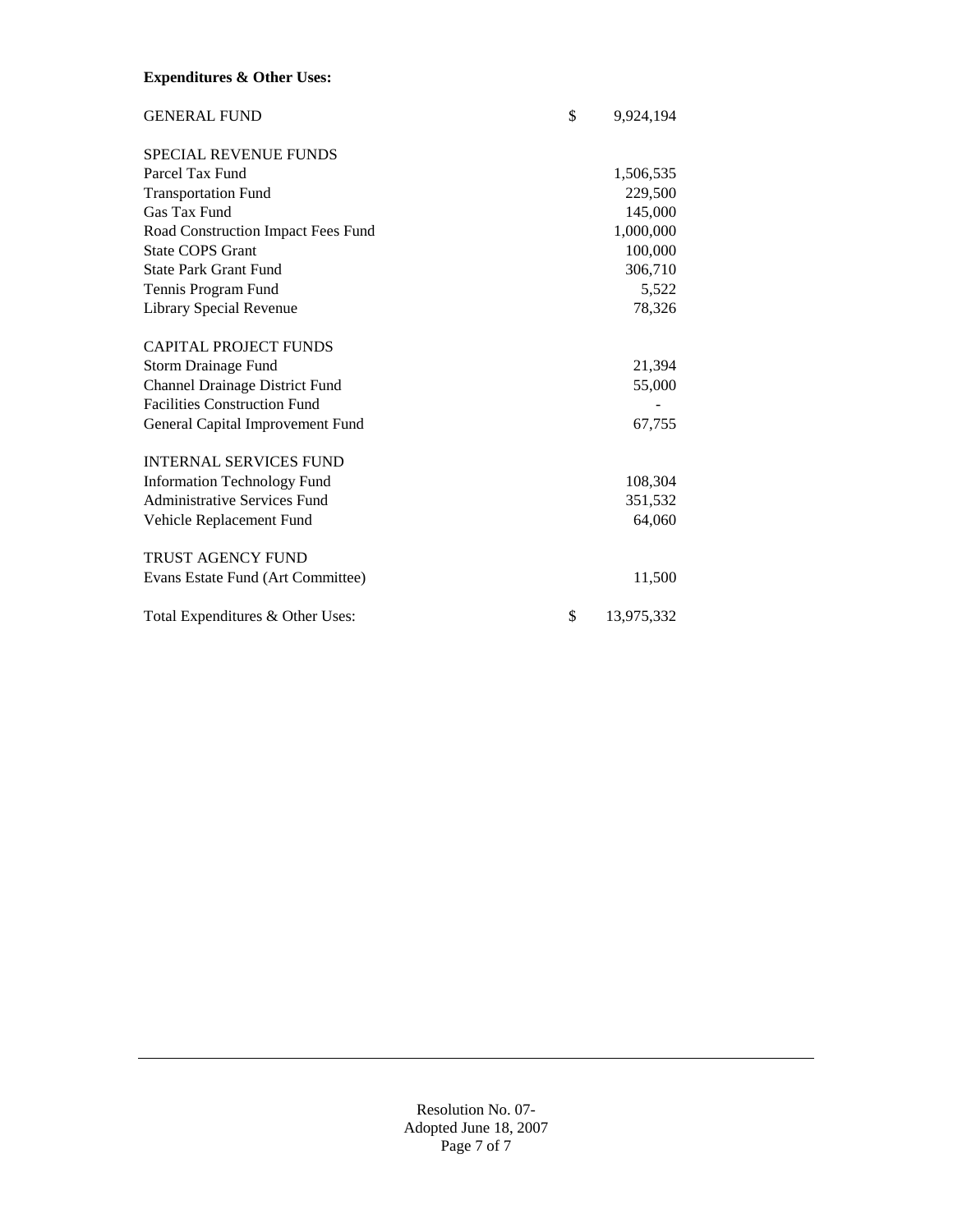**Expenditures & Other Uses:**

| | | |
|---|---|---|
| GENERAL FUND | $ | 9,924,194 |
| | | |
| SPECIAL REVENUE FUNDS | | |
| Parcel Tax Fund | | 1,506,535 |
| Transportation Fund | | 229,500 |
| Gas Tax Fund | | 145,000 |
| Road Construction Impact Fees Fund | | 1,000,000 |
| State COPS Grant | | 100,000 |
| State Park Grant Fund | | 306,710 |
| Tennis Program Fund | | 5,522 |
| Library Special Revenue | | 78,326 |
| | | |
| CAPITAL PROJECT FUNDS | | |
| Storm Drainage Fund | | 21,394 |
| Channel Drainage District Fund | | 55,000 |
| Facilities Construction Fund | | - |
| General Capital Improvement Fund | | 67,755 |
| | | |
| INTERNAL SERVICES FUND | | |
| Information Technology Fund | | 108,304 |
| Administrative Services Fund | | 351,532 |
| Vehicle Replacement Fund | | 64,060 |
| | | |
| TRUST AGENCY FUND | | |
| Evans Estate Fund (Art Committee) | | 11,500 |
| | | |
| Total Expenditures & Other Uses: | $ | 13,975,332 |

Resolution No. 07-
Adopted June 18, 2007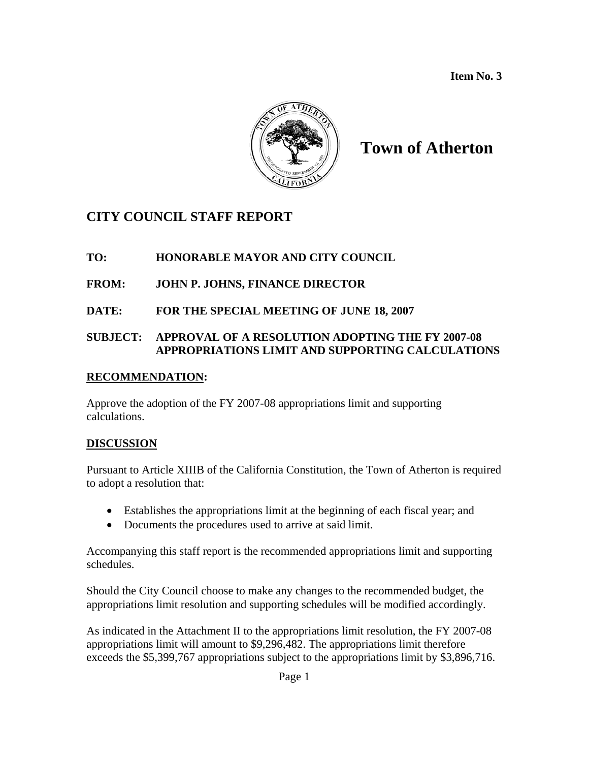**Item No. 3**

# Town of Atherton

## CITY COUNCIL STAFF REPORT

**TO: HONORABLE MAYOR AND CITY COUNCIL**

**FROM: JOHN P. JOHNS, FINANCE DIRECTOR**

**DATE: FOR THE SPECIAL MEETING OF JUNE 18, 2007**

**SUBJECT: APPROVAL OF A RESOLUTION ADOPTING THE FY 2007-08 APPROPRIATIONS LIMIT AND SUPPORTING CALCULATIONS**

### RECOMMENDATION:

Approve the adoption of the FY 2007-08 appropriations limit and supporting calculations.

### DISCUSSION

Pursuant to Article XIIIB of the California Constitution, the Town of Atherton is required to adopt a resolution that:

- Establishes the appropriations limit at the beginning of each fiscal year; and
- Documents the procedures used to arrive at said limit.

Accompanying this staff report is the recommended appropriations limit and supporting schedules.

Should the City Council choose to make any changes to the recommended budget, the appropriations limit resolution and supporting schedules will be modified accordingly.

As indicated in the Attachment II to the appropriations limit resolution, the FY 2007-08 appropriations limit will amount to $9,296,482. The appropriations limit therefore exceeds the $5,399,767 appropriations subject to the appropriations limit by $3,896,716.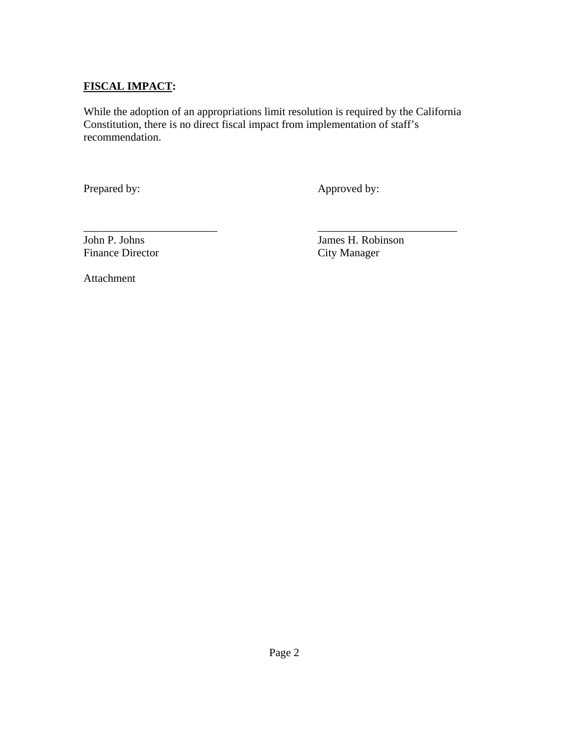**FISCAL IMPACT:**

While the adoption of an appropriations limit resolution is required by the California Constitution, there is no direct fiscal impact from implementation of staff's recommendation.

| Prepared by: | Approved by: |
|---|---|
| ________________________ | ________________________ |
| John P. Johns | James H. Robinson |
| Finance Director | City Manager |

Attachment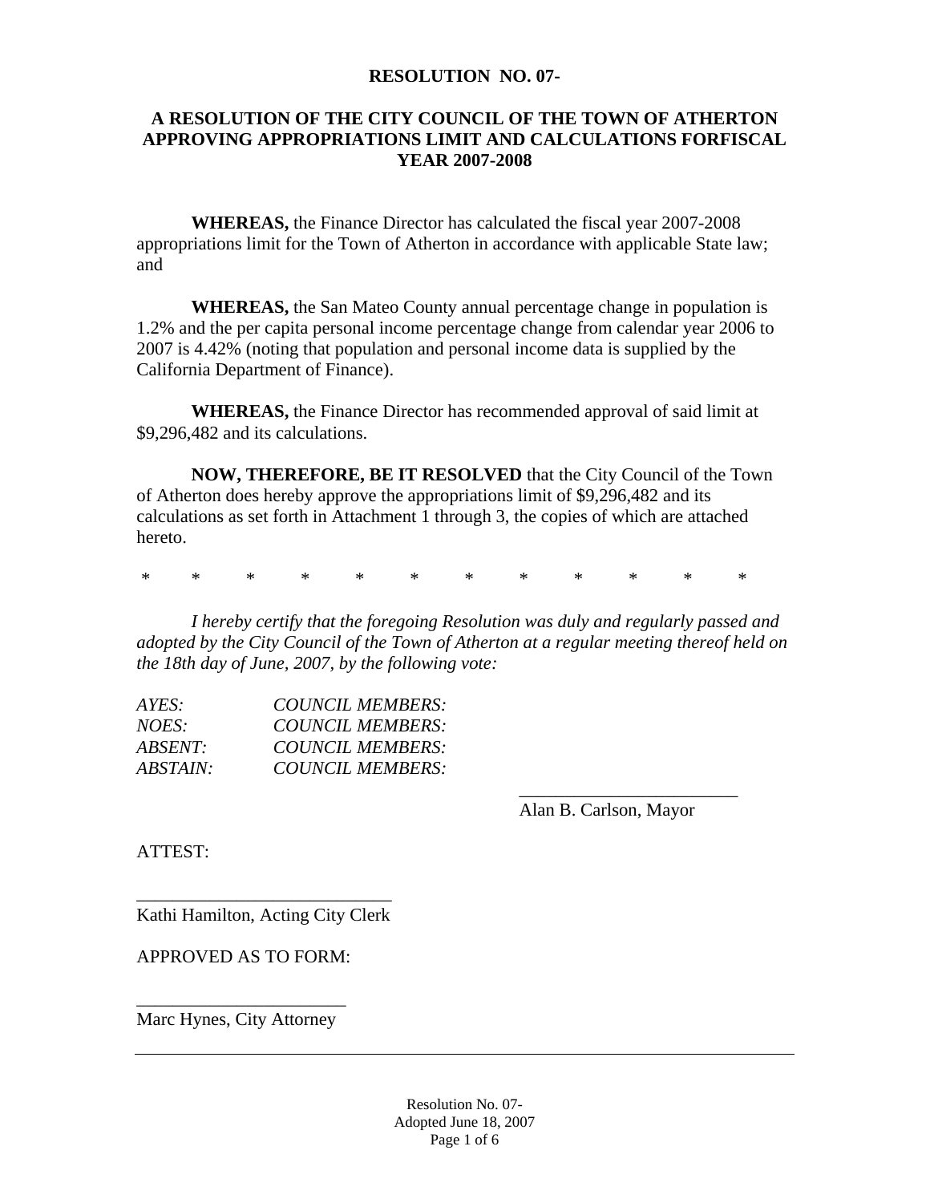**RESOLUTION NO. 07-**

**A RESOLUTION OF THE CITY COUNCIL OF THE TOWN OF ATHERTON APPROVING APPROPRIATIONS LIMIT AND CALCULATIONS FORFISCAL YEAR 2007-2008**

**WHEREAS,** the Finance Director has calculated the fiscal year 2007-2008 appropriations limit for the Town of Atherton in accordance with applicable State law; and

**WHEREAS,** the San Mateo County annual percentage change in population is 1.2% and the per capita personal income percentage change from calendar year 2006 to 2007 is 4.42% (noting that population and personal income data is supplied by the California Department of Finance).

**WHEREAS,** the Finance Director has recommended approval of said limit at $9,296,482 and its calculations.

**NOW, THEREFORE, BE IT RESOLVED** that the City Council of the Town of Atherton does hereby approve the appropriations limit of $9,296,482 and its calculations as set forth in Attachment 1 through 3, the copies of which are attached hereto.

\* \* \* \* \* \* \* \* \* \* \* \*

*I hereby certify that the foregoing Resolution was duly and regularly passed and adopted by the City Council of the Town of Atherton at a regular meeting thereof held on the 18th day of June, 2007, by the following vote:*

*AYES: COUNCIL MEMBERS:*
*NOES: COUNCIL MEMBERS:*
*ABSENT: COUNCIL MEMBERS:*
*ABSTAIN: COUNCIL MEMBERS:*

________________________
Alan B. Carlson, Mayor

ATTEST:

____________________________
Kathi Hamilton, Acting City Clerk

APPROVED AS TO FORM:

_______________________
Marc Hynes, City Attorney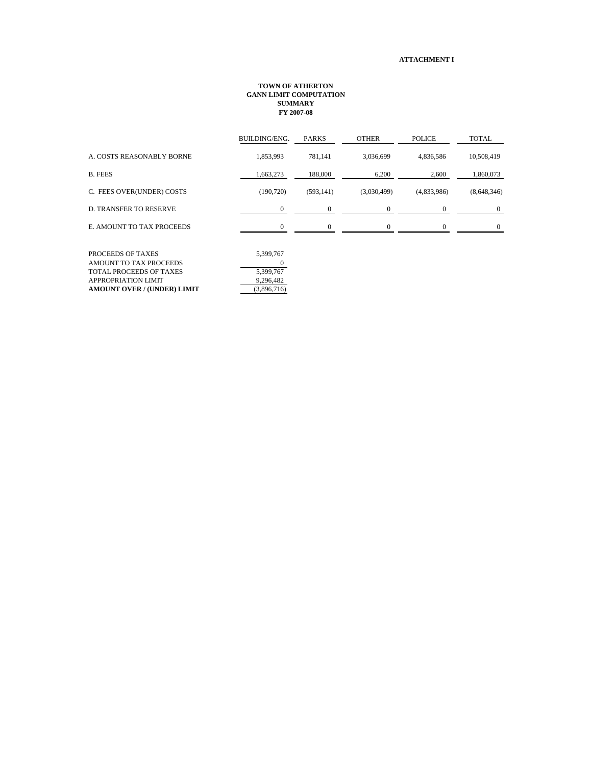**ATTACHMENT I**

**TOWN OF ATHERTON**
**GANN LIMIT COMPUTATION**
**SUMMARY**
**FY 2007-08**

| | BUILDING/ENG. | PARKS | OTHER | POLICE | TOTAL |
|---|---|---|---|---|---|
| A. COSTS REASONABLY BORNE | 1,853,993 | 781,141 | 3,036,699 | 4,836,586 | 10,508,419 |
| B. FEES | 1,663,273 | 188,000 | 6,200 | 2,600 | 1,860,073 |
| C. FEES OVER(UNDER) COSTS | (190,720) | (593,141) | (3,030,499) | (4,833,986) | (8,648,346) |
| D. TRANSFER TO RESERVE | 0 | 0 | 0 | 0 | 0 |
| E. AMOUNT TO TAX PROCEEDS | 0 | 0 | 0 | 0 | 0 |

| | |
|---|---|
| PROCEEDS OF TAXES | 5,399,767 |
| AMOUNT TO TAX PROCEEDS | 0 |
| TOTAL PROCEEDS OF TAXES | 5,399,767 |
| APPROPRIATION LIMIT | 9,296,482 |
| **AMOUNT OVER / (UNDER) LIMIT** | (3,896,716) |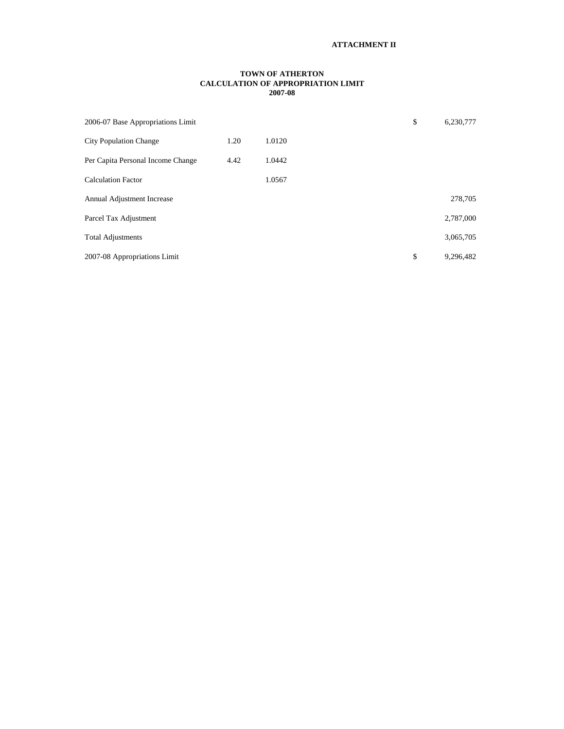**ATTACHMENT II**

**TOWN OF ATHERTON**
**CALCULATION OF APPROPRIATION LIMIT**
**2007-08**

| | | | | |
|---|---|---|---|---|
| 2006-07 Base Appropriations Limit | | | $ | 6,230,777 |
| City Population Change | 1.20 | 1.0120 | | |
| Per Capita Personal Income Change | 4.42 | 1.0442 | | |
| Calculation Factor | | 1.0567 | | |
| Annual Adjustment Increase | | | | 278,705 |
| Parcel Tax Adjustment | | | | 2,787,000 |
| Total Adjustments | | | | 3,065,705 |
| 2007-08 Appropriations Limit | | | $ | 9,296,482 |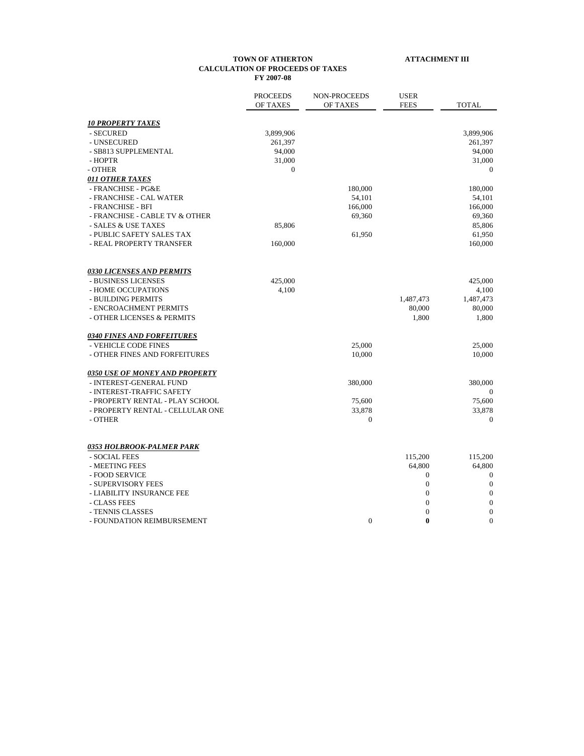**TOWN OF ATHERTON**
**CALCULATION OF PROCEEDS OF TAXES**
**FY 2007-08**

**ATTACHMENT III**

| | PROCEEDS OF TAXES | NON-PROCEEDS OF TAXES | USER FEES | TOTAL |
|---|---|---|---|---|
| ***10 PROPERTY TAXES*** | | | | |
| - SECURED | 3,899,906 | | | 3,899,906 |
| - UNSECURED | 261,397 | | | 261,397 |
| - SB813 SUPPLEMENTAL | 94,000 | | | 94,000 |
| - HOPTR | 31,000 | | | 31,000 |
| - OTHER | 0 | | | 0 |
| ***011 OTHER TAXES*** | | | | |
| - FRANCHISE - PG&E | | 180,000 | | 180,000 |
| - FRANCHISE - CAL WATER | | 54,101 | | 54,101 |
| - FRANCHISE - BFI | | 166,000 | | 166,000 |
| - FRANCHISE - CABLE TV & OTHER | | 69,360 | | 69,360 |
| - SALES & USE TAXES | 85,806 | | | 85,806 |
| - PUBLIC SAFETY SALES TAX | | 61,950 | | 61,950 |
| - REAL PROPERTY TRANSFER | 160,000 | | | 160,000 |
| ***0330 LICENSES AND PERMITS*** | | | | |
| - BUSINESS LICENSES | 425,000 | | | 425,000 |
| - HOME OCCUPATIONS | 4,100 | | | 4,100 |
| - BUILDING PERMITS | | | 1,487,473 | 1,487,473 |
| - ENCROACHMENT PERMITS | | | 80,000 | 80,000 |
| - OTHER LICENSES & PERMITS | | | 1,800 | 1,800 |
| ***0340 FINES AND FORFEITURES*** | | | | |
| - VEHICLE CODE FINES | | 25,000 | | 25,000 |
| - OTHER FINES AND FORFEITURES | | 10,000 | | 10,000 |
| ***0350 USE OF MONEY AND PROPERTY*** | | | | |
| - INTEREST-GENERAL FUND | | 380,000 | | 380,000 |
| - INTEREST-TRAFFIC SAFETY | | | | 0 |
| - PROPERTY RENTAL - PLAY SCHOOL | | 75,600 | | 75,600 |
| - PROPERTY RENTAL - CELLULAR ONE | | 33,878 | | 33,878 |
| - OTHER | | 0 | | 0 |
| ***0353 HOLBROOK-PALMER PARK*** | | | | |
| - SOCIAL FEES | | | 115,200 | 115,200 |
| - MEETING FEES | | | 64,800 | 64,800 |
| - FOOD SERVICE | | | 0 | 0 |
| - SUPERVISORY FEES | | | 0 | 0 |
| - LIABILITY INSURANCE FEE | | | 0 | 0 |
| - CLASS FEES | | | 0 | 0 |
| - TENNIS CLASSES | | | 0 | 0 |
| - FOUNDATION REIMBURSEMENT | | 0 | **0** | 0 |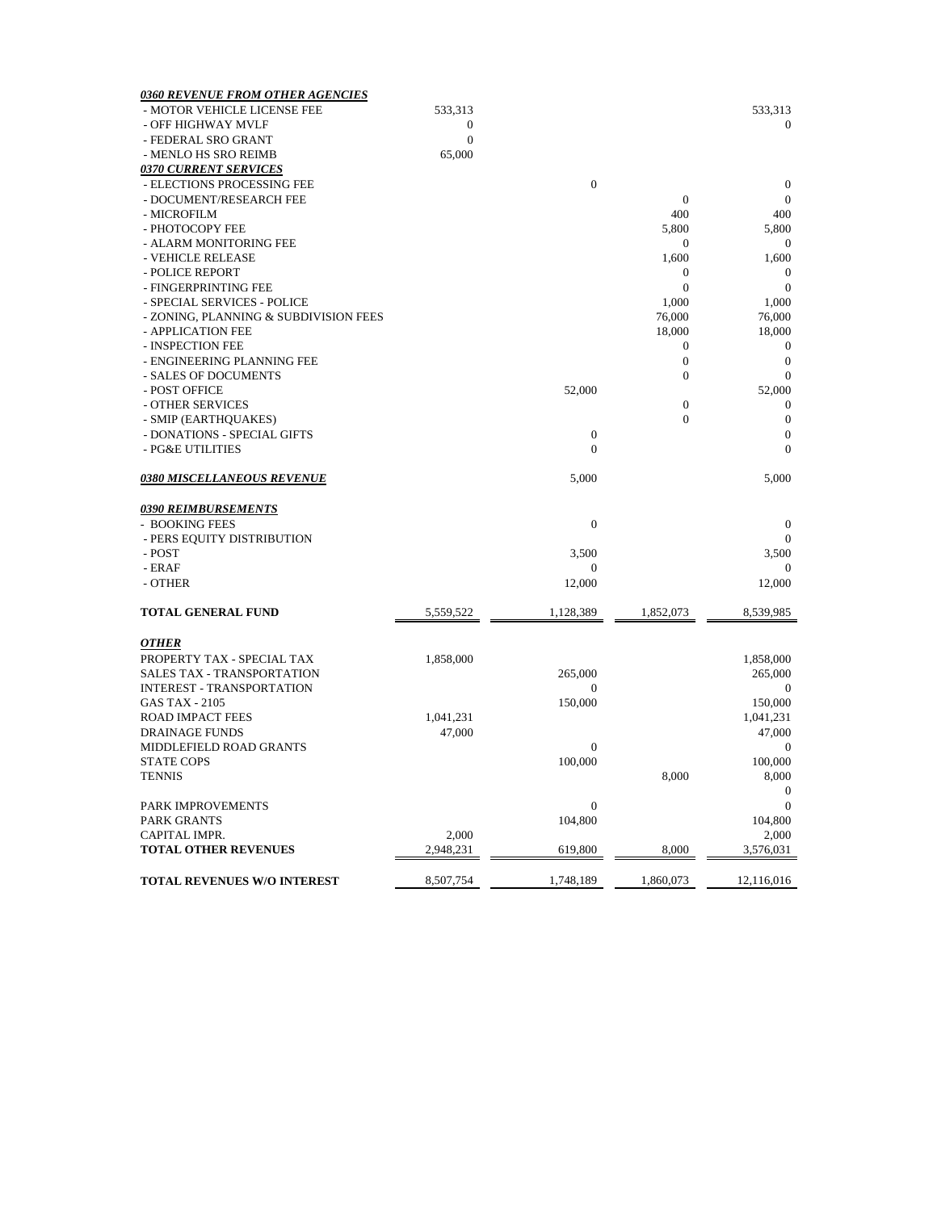| | | | | |
|---|---|---|---|---|
| ***0360 REVENUE FROM OTHER AGENCIES*** | | | | |
| - MOTOR VEHICLE LICENSE FEE | 533,313 | | | 533,313 |
| - OFF HIGHWAY MVLF | 0 | | | 0 |
| - FEDERAL SRO GRANT | 0 | | | |
| - MENLO HS SRO REIMB | 65,000 | | | |
| ***0370 CURRENT SERVICES*** | | | | |
| - ELECTIONS PROCESSING FEE | | 0 | | 0 |
| - DOCUMENT/RESEARCH FEE | | | 0 | 0 |
| - MICROFILM | | | 400 | 400 |
| - PHOTOCOPY FEE | | | 5,800 | 5,800 |
| - ALARM MONITORING FEE | | | 0 | 0 |
| - VEHICLE RELEASE | | | 1,600 | 1,600 |
| - POLICE REPORT | | | 0 | 0 |
| - FINGERPRINTING FEE | | | 0 | 0 |
| - SPECIAL SERVICES - POLICE | | | 1,000 | 1,000 |
| - ZONING, PLANNING & SUBDIVISION FEES | | | 76,000 | 76,000 |
| - APPLICATION FEE | | | 18,000 | 18,000 |
| - INSPECTION FEE | | | 0 | 0 |
| - ENGINEERING PLANNING FEE | | | 0 | 0 |
| - SALES OF DOCUMENTS | | | 0 | 0 |
| - POST OFFICE | | 52,000 | | 52,000 |
| - OTHER SERVICES | | | 0 | 0 |
| - SMIP (EARTHQUAKES) | | | 0 | 0 |
| - DONATIONS - SPECIAL GIFTS | | 0 | | 0 |
| - PG&E UTILITIES | | 0 | | 0 |
| ***0380 MISCELLANEOUS REVENUE*** | | 5,000 | | 5,000 |
| ***0390 REIMBURSEMENTS*** | | | | |
| - BOOKING FEES | | 0 | | 0 |
| - PERS EQUITY DISTRIBUTION | | | | 0 |
| - POST | | 3,500 | | 3,500 |
| - ERAF | | 0 | | 0 |
| - OTHER | | 12,000 | | 12,000 |
| **TOTAL GENERAL FUND** | 5,559,522 | 1,128,389 | 1,852,073 | 8,539,985 |
| ***OTHER*** | | | | |
| PROPERTY TAX - SPECIAL TAX | 1,858,000 | | | 1,858,000 |
| SALES TAX - TRANSPORTATION | | 265,000 | | 265,000 |
| INTEREST - TRANSPORTATION | | 0 | | 0 |
| GAS TAX - 2105 | | 150,000 | | 150,000 |
| ROAD IMPACT FEES | 1,041,231 | | | 1,041,231 |
| DRAINAGE FUNDS | 47,000 | | | 47,000 |
| MIDDLEFIELD ROAD GRANTS | | 0 | | 0 |
| STATE COPS | | 100,000 | | 100,000 |
| TENNIS | | | 8,000 | 8,000 |
| | | | | 0 |
| PARK IMPROVEMENTS | | 0 | | 0 |
| PARK GRANTS | | 104,800 | | 104,800 |
| CAPITAL IMPR. | 2,000 | | | 2,000 |
| **TOTAL OTHER REVENUES** | 2,948,231 | 619,800 | 8,000 | 3,576,031 |
| **TOTAL REVENUES W/O INTEREST** | 8,507,754 | 1,748,189 | 1,860,073 | 12,116,016 |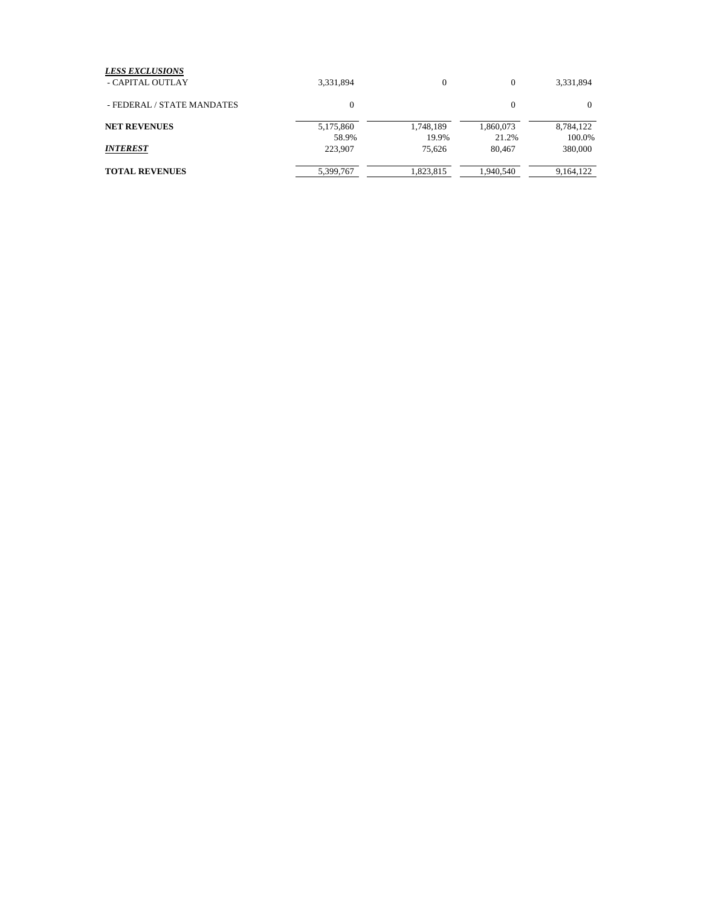| | | | | |
|---|---|---|---|---|
| ***LESS EXCLUSIONS*** | | | | |
| - CAPITAL OUTLAY | 3,331,894 | 0 | 0 | 3,331,894 |
| - FEDERAL / STATE MANDATES | 0 | | 0 | 0 |
| **NET REVENUES** | 5,175,860 | 1,748,189 | 1,860,073 | 8,784,122 |
| | 58.9% | 19.9% | 21.2% | 100.0% |
| ***INTEREST*** | 223,907 | 75,626 | 80,467 | 380,000 |
| **TOTAL REVENUES** | 5,399,767 | 1,823,815 | 1,940,540 | 9,164,122 |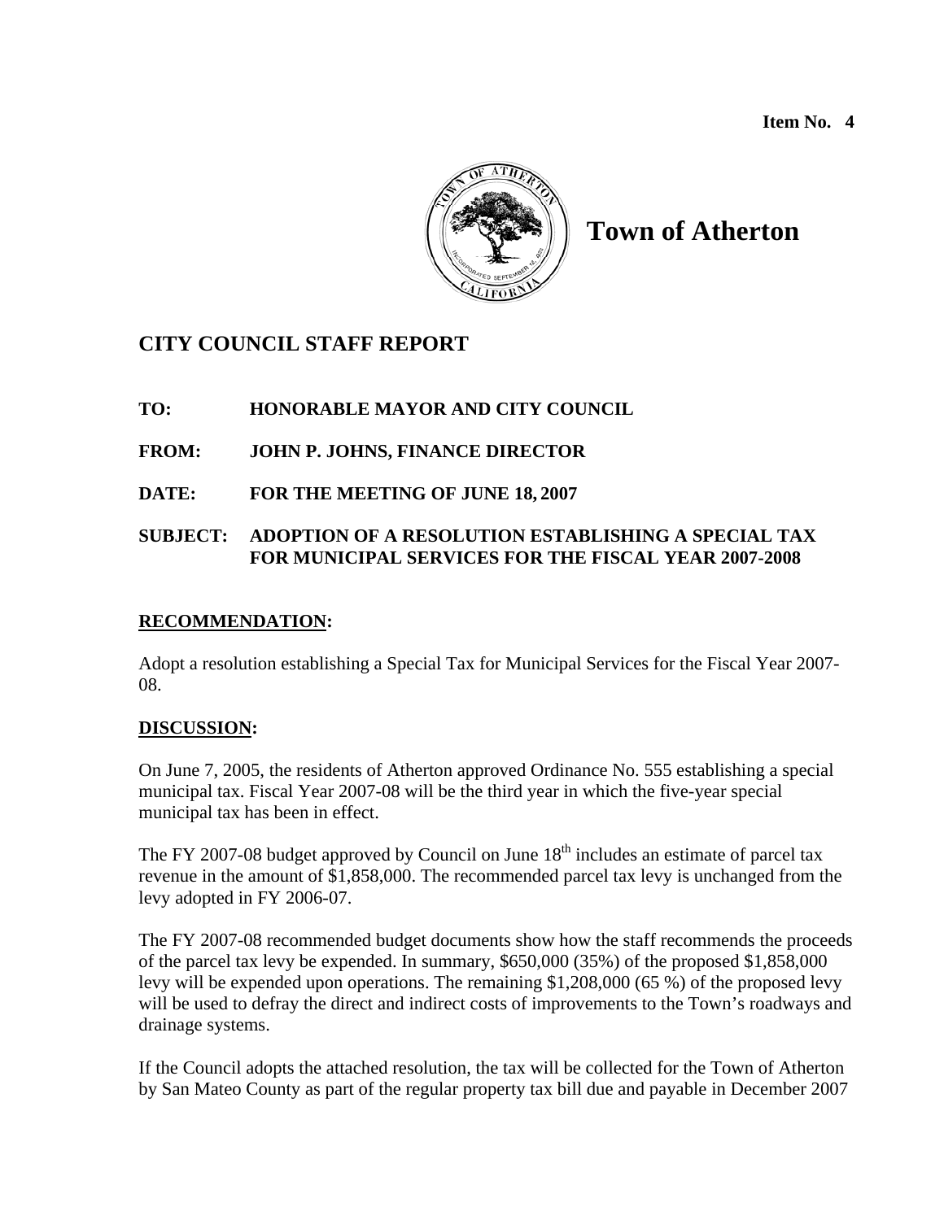**Item No. 4**

**Town of Atherton**

## CITY COUNCIL STAFF REPORT

**TO:** HONORABLE MAYOR AND CITY COUNCIL

**FROM:** JOHN P. JOHNS, FINANCE DIRECTOR

**DATE:** FOR THE MEETING OF JUNE 18, 2007

**SUBJECT:** ADOPTION OF A RESOLUTION ESTABLISHING A SPECIAL TAX FOR MUNICIPAL SERVICES FOR THE FISCAL YEAR 2007-2008

### RECOMMENDATION:

Adopt a resolution establishing a Special Tax for Municipal Services for the Fiscal Year 2007-08.

### DISCUSSION:

On June 7, 2005, the residents of Atherton approved Ordinance No. 555 establishing a special municipal tax. Fiscal Year 2007-08 will be the third year in which the five-year special municipal tax has been in effect.

The FY 2007-08 budget approved by Council on June 18th includes an estimate of parcel tax revenue in the amount of $1,858,000. The recommended parcel tax levy is unchanged from the levy adopted in FY 2006-07.

The FY 2007-08 recommended budget documents show how the staff recommends the proceeds of the parcel tax levy be expended. In summary, $650,000 (35%) of the proposed $1,858,000 levy will be expended upon operations. The remaining $1,208,000 (65 %) of the proposed levy will be used to defray the direct and indirect costs of improvements to the Town's roadways and drainage systems.

If the Council adopts the attached resolution, the tax will be collected for the Town of Atherton by San Mateo County as part of the regular property tax bill due and payable in December 2007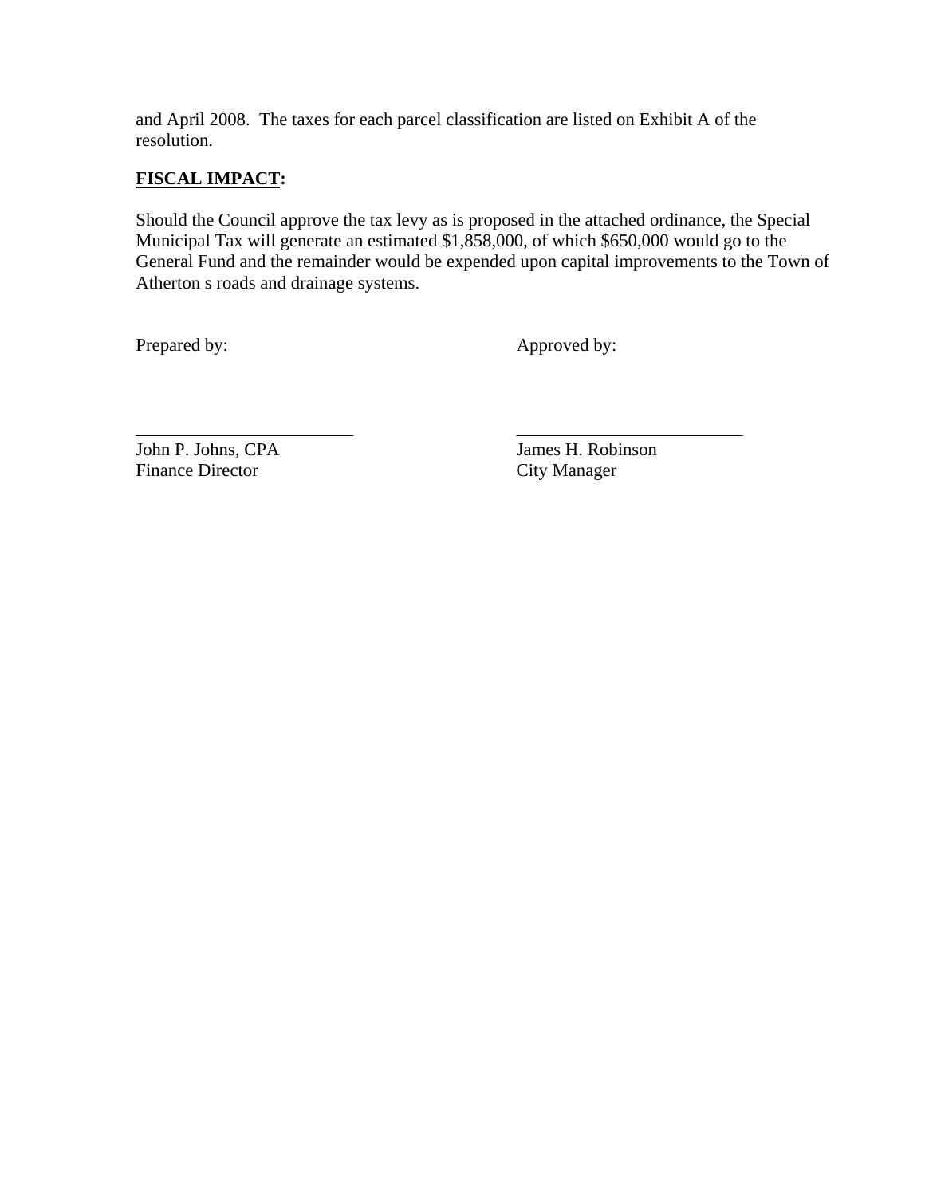and April 2008. The taxes for each parcel classification are listed on Exhibit A of the resolution.

**FISCAL IMPACT:**

Should the Council approve the tax levy as is proposed in the attached ordinance, the Special Municipal Tax will generate an estimated $1,858,000, of which $650,000 would go to the General Fund and the remainder would be expended upon capital improvements to the Town of Atherton s roads and drainage systems.

Prepared by: Approved by:

\_\_\_\_\_\_\_\_\_\_\_\_\_\_\_\_\_\_\_\_\_\_\_\_
John P. Johns, CPA
Finance Director

\_\_\_\_\_\_\_\_\_\_\_\_\_\_\_\_\_\_\_\_\_\_\_\_\_
James H. Robinson
City Manager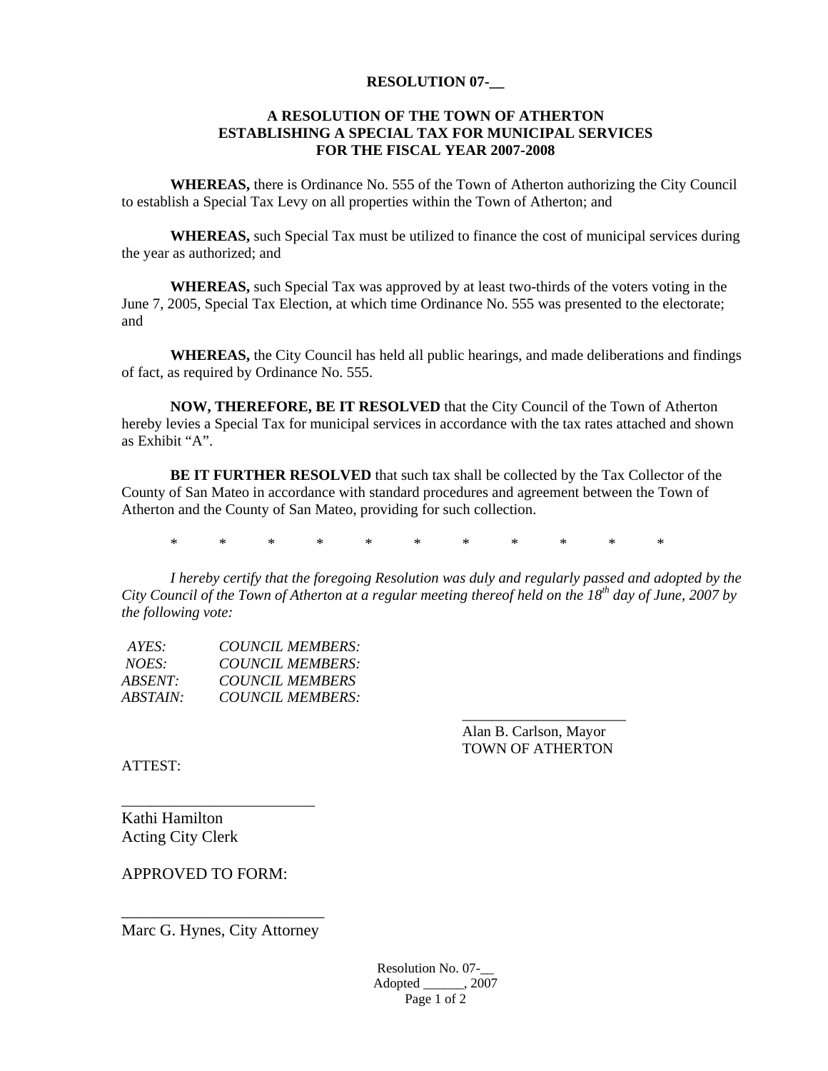**RESOLUTION 07-__**

**A RESOLUTION OF THE TOWN OF ATHERTON ESTABLISHING A SPECIAL TAX FOR MUNICIPAL SERVICES FOR THE FISCAL YEAR 2007-2008**

**WHEREAS,** there is Ordinance No. 555 of the Town of Atherton authorizing the City Council to establish a Special Tax Levy on all properties within the Town of Atherton; and

**WHEREAS,** such Special Tax must be utilized to finance the cost of municipal services during the year as authorized; and

**WHEREAS,** such Special Tax was approved by at least two-thirds of the voters voting in the June 7, 2005, Special Tax Election, at which time Ordinance No. 555 was presented to the electorate; and

**WHEREAS,** the City Council has held all public hearings, and made deliberations and findings of fact, as required by Ordinance No. 555.

**NOW, THEREFORE, BE IT RESOLVED** that the City Council of the Town of Atherton hereby levies a Special Tax for municipal services in accordance with the tax rates attached and shown as Exhibit “A”.

**BE IT FURTHER RESOLVED** that such tax shall be collected by the Tax Collector of the County of San Mateo in accordance with standard procedures and agreement between the Town of Atherton and the County of San Mateo, providing for such collection.

\* \* \* \* \* \* \* \* \* \* \*

*I hereby certify that the foregoing Resolution was duly and regularly passed and adopted by the City Council of the Town of Atherton at a regular meeting thereof held on the 18th day of June, 2007 by the following vote:*

*AYES: COUNCIL MEMBERS:*
*NOES: COUNCIL MEMBERS:*
*ABSENT: COUNCIL MEMBERS*
*ABSTAIN: COUNCIL MEMBERS:*

_____________________
Alan B. Carlson, Mayor
TOWN OF ATHERTON

ATTEST:

_________________________
Kathi Hamilton
Acting City Clerk

APPROVED TO FORM:

_________________________
Marc G. Hynes, City Attorney

Resolution No. 07-__
Adopted ______, 2007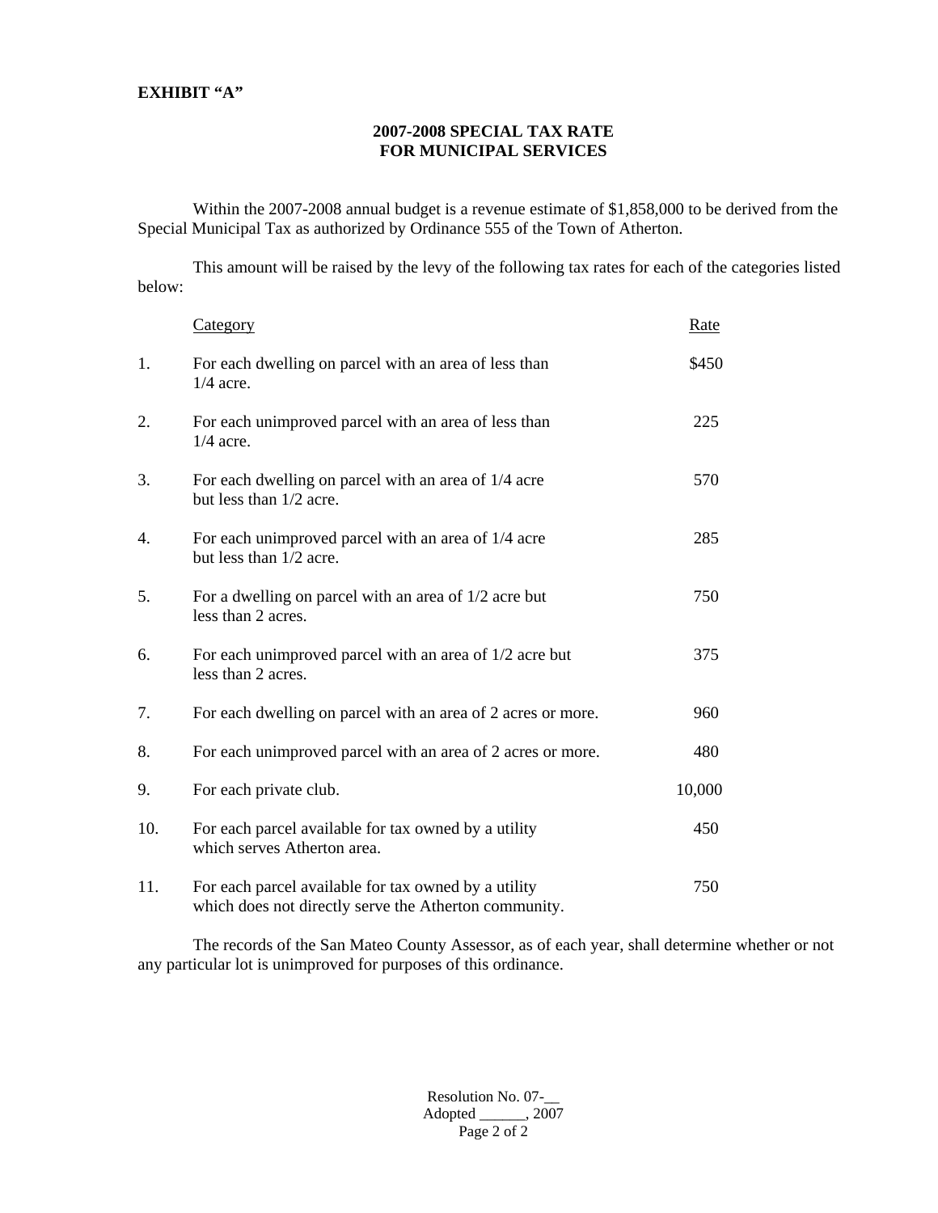**EXHIBIT "A"**

## 2007-2008 SPECIAL TAX RATE FOR MUNICIPAL SERVICES

Within the 2007-2008 annual budget is a revenue estimate of $1,858,000 to be derived from the Special Municipal Tax as authorized by Ordinance 555 of the Town of Atherton.

This amount will be raised by the levy of the following tax rates for each of the categories listed below:

| | Category | Rate |
|---|---|---|
| 1. | For each dwelling on parcel with an area of less than 1/4 acre. | $450 |
| 2. | For each unimproved parcel with an area of less than 1/4 acre. | 225 |
| 3. | For each dwelling on parcel with an area of 1/4 acre but less than 1/2 acre. | 570 |
| 4. | For each unimproved parcel with an area of 1/4 acre but less than 1/2 acre. | 285 |
| 5. | For a dwelling on parcel with an area of 1/2 acre but less than 2 acres. | 750 |
| 6. | For each unimproved parcel with an area of 1/2 acre but less than 2 acres. | 375 |
| 7. | For each dwelling on parcel with an area of 2 acres or more. | 960 |
| 8. | For each unimproved parcel with an area of 2 acres or more. | 480 |
| 9. | For each private club. | 10,000 |
| 10. | For each parcel available for tax owned by a utility which serves Atherton area. | 450 |
| 11. | For each parcel available for tax owned by a utility which does not directly serve the Atherton community. | 750 |

The records of the San Mateo County Assessor, as of each year, shall determine whether or not any particular lot is unimproved for purposes of this ordinance.

Resolution No. 07-__
Adopted ______, 2007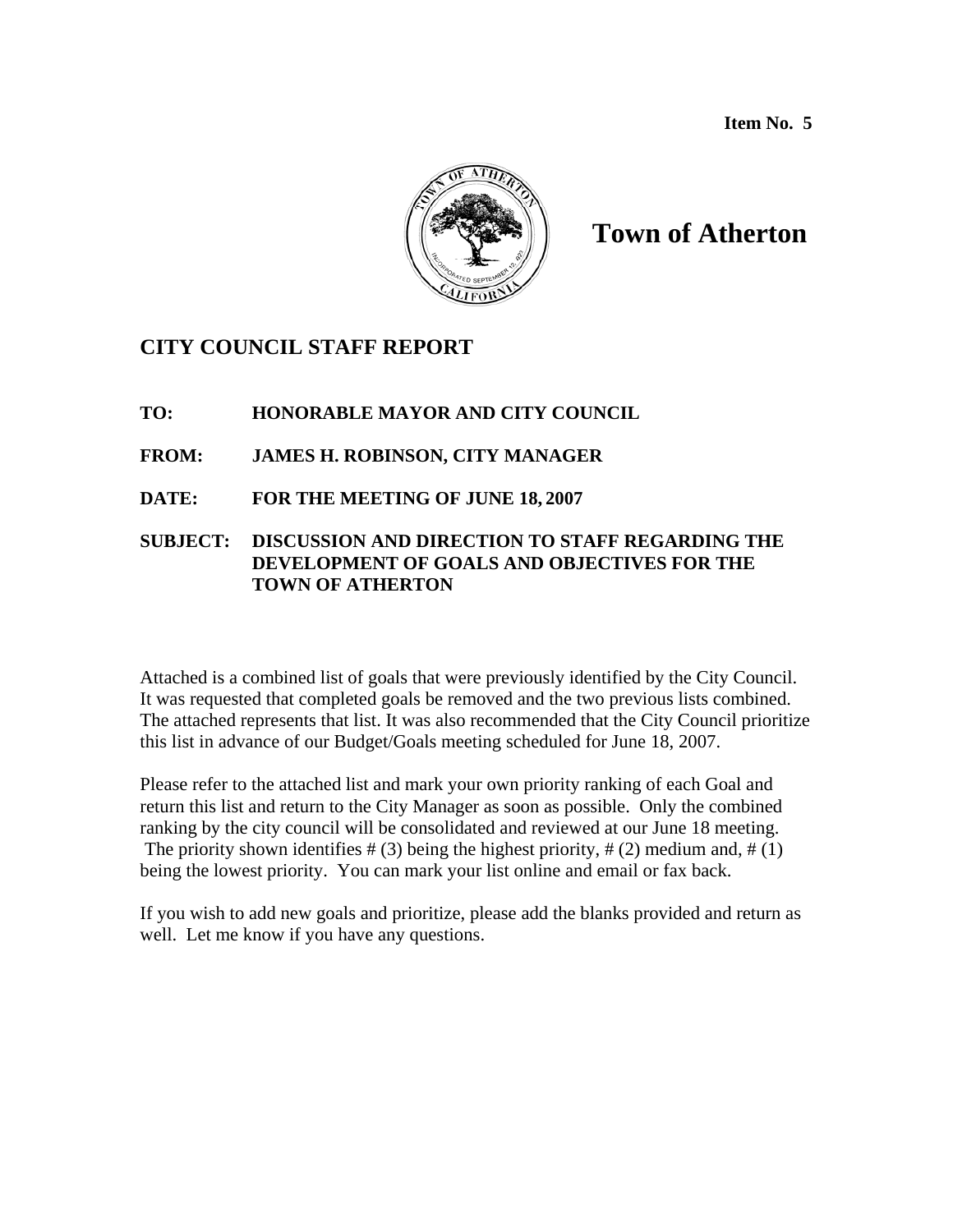**Item No. 5**

# Town of Atherton

## CITY COUNCIL STAFF REPORT

**TO:** HONORABLE MAYOR AND CITY COUNCIL

**FROM:** JAMES H. ROBINSON, CITY MANAGER

**DATE:** FOR THE MEETING OF JUNE 18, 2007

**SUBJECT:** DISCUSSION AND DIRECTION TO STAFF REGARDING THE DEVELOPMENT OF GOALS AND OBJECTIVES FOR THE TOWN OF ATHERTON

Attached is a combined list of goals that were previously identified by the City Council. It was requested that completed goals be removed and the two previous lists combined. The attached represents that list. It was also recommended that the City Council prioritize this list in advance of our Budget/Goals meeting scheduled for June 18, 2007.

Please refer to the attached list and mark your own priority ranking of each Goal and return this list and return to the City Manager as soon as possible. Only the combined ranking by the city council will be consolidated and reviewed at our June 18 meeting. The priority shown identifies # (3) being the highest priority, # (2) medium and, # (1) being the lowest priority. You can mark your list online and email or fax back.

If you wish to add new goals and prioritize, please add the blanks provided and return as well. Let me know if you have any questions.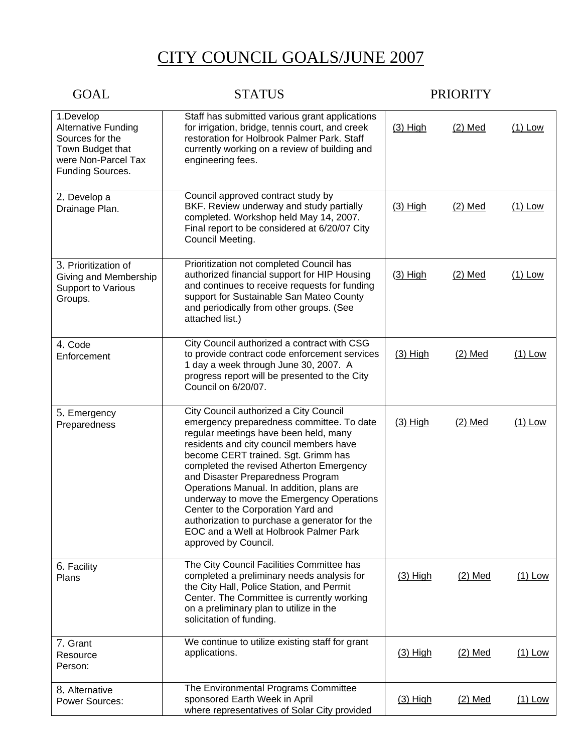# CITY COUNCIL GOALS/JUNE 2007

| GOAL | STATUS | PRIORITY | | |
|---|---|---|---|---|
| 1.Develop Alternative Funding Sources for the Town Budget that were Non-Parcel Tax Funding Sources. | Staff has submitted various grant applications for irrigation, bridge, tennis court, and creek restoration for Holbrook Palmer Park. Staff currently working on a review of building and engineering fees. | (3) High | (2) Med | (1) Low |
| 2. Develop a Drainage Plan. | Council approved contract study by BKF. Review underway and study partially completed. Workshop held May 14, 2007. Final report to be considered at 6/20/07 City Council Meeting. | (3) High | (2) Med | (1) Low |
| 3. Prioritization of Giving and Membership Support to Various Groups. | Prioritization not completed Council has authorized financial support for HIP Housing and continues to receive requests for funding support for Sustainable San Mateo County and periodically from other groups. (See attached list.) | (3) High | (2) Med | (1) Low |
| 4. Code Enforcement | City Council authorized a contract with CSG to provide contract code enforcement services 1 day a week through June 30, 2007. A progress report will be presented to the City Council on 6/20/07. | (3) High | (2) Med | (1) Low |
| 5. Emergency Preparedness | City Council authorized a City Council emergency preparedness committee. To date regular meetings have been held, many residents and city council members have become CERT trained. Sgt. Grimm has completed the revised Atherton Emergency and Disaster Preparedness Program Operations Manual. In addition, plans are underway to move the Emergency Operations Center to the Corporation Yard and authorization to purchase a generator for the EOC and a Well at Holbrook Palmer Park approved by Council. | (3) High | (2) Med | (1) Low |
| 6. Facility Plans | The City Council Facilities Committee has completed a preliminary needs analysis for the City Hall, Police Station, and Permit Center. The Committee is currently working on a preliminary plan to utilize in the solicitation of funding. | (3) High | (2) Med | (1) Low |
| 7. Grant Resource Person: | We continue to utilize existing staff for grant applications. | (3) High | (2) Med | (1) Low |
| 8. Alternative Power Sources: | The Environmental Programs Committee sponsored Earth Week in April where representatives of Solar City provided | (3) High | (2) Med | (1) Low |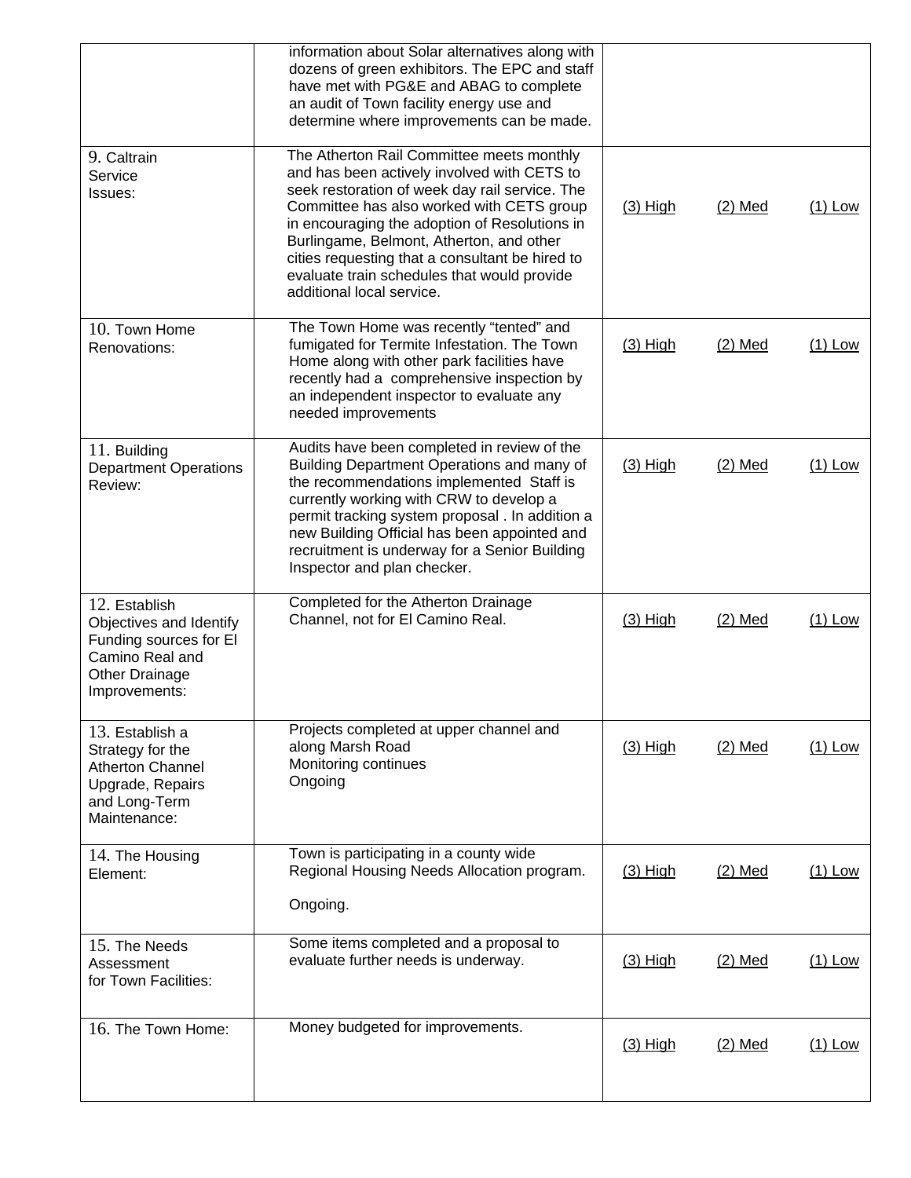| | | | | |
|---|---|---|---|---|
| | information about Solar alternatives along with dozens of green exhibitors. The EPC and staff have met with PG&E and ABAG to complete an audit of Town facility energy use and determine where improvements can be made. | | | |
| 9. Caltrain Service Issues: | The Atherton Rail Committee meets monthly and has been actively involved with CETS to seek restoration of week day rail service. The Committee has also worked with CETS group in encouraging the adoption of Resolutions in Burlingame, Belmont, Atherton, and other cities requesting that a consultant be hired to evaluate train schedules that would provide additional local service. | (3) High | (2) Med | (1) Low |
| 10. Town Home Renovations: | The Town Home was recently "tented" and fumigated for Termite Infestation. The Town Home along with other park facilities have recently had a comprehensive inspection by an independent inspector to evaluate any needed improvements | (3) High | (2) Med | (1) Low |
| 11. Building Department Operations Review: | Audits have been completed in review of the Building Department Operations and many of the recommendations implemented Staff is currently working with CRW to develop a permit tracking system proposal . In addition a new Building Official has been appointed and recruitment is underway for a Senior Building Inspector and plan checker. | (3) High | (2) Med | (1) Low |
| 12. Establish Objectives and Identify Funding sources for El Camino Real and Other Drainage Improvements: | Completed for the Atherton Drainage Channel, not for El Camino Real. | (3) High | (2) Med | (1) Low |
| 13. Establish a Strategy for the Atherton Channel Upgrade, Repairs and Long-Term Maintenance: | Projects completed at upper channel and along Marsh Road<br>Monitoring continues<br>Ongoing | (3) High | (2) Med | (1) Low |
| 14. The Housing Element: | Town is participating in a county wide Regional Housing Needs Allocation program.<br><br>Ongoing. | (3) High | (2) Med | (1) Low |
| 15. The Needs Assessment for Town Facilities: | Some items completed and a proposal to evaluate further needs is underway. | (3) High | (2) Med | (1) Low |
| 16. The Town Home: | Money budgeted for improvements. | (3) High | (2) Med | (1) Low |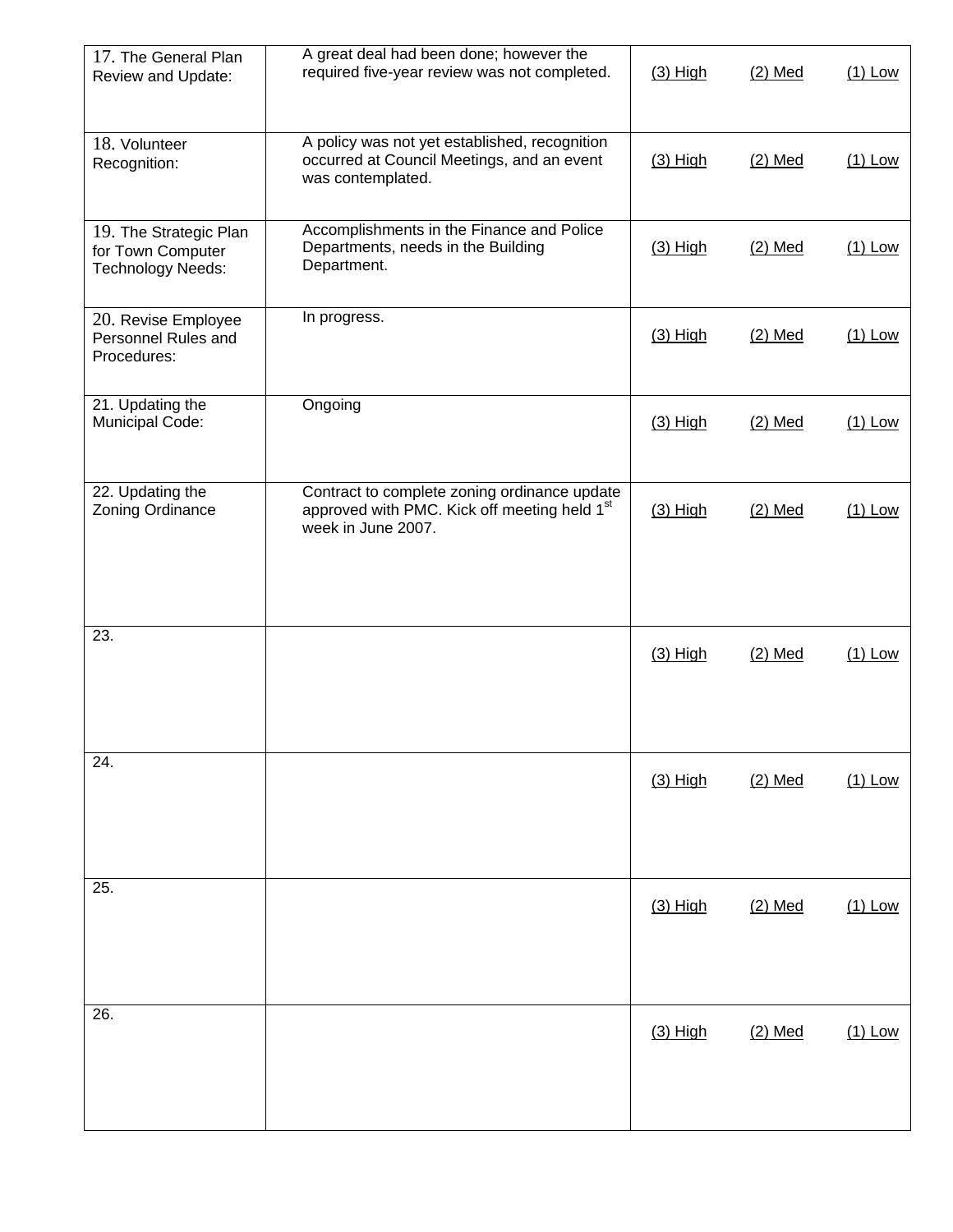| | | | | |
|---|---|---|---|---|
| 17. The General Plan Review and Update: | A great deal had been done; however the required five-year review was not completed. | (3) High | (2) Med | (1) Low |
| 18. Volunteer Recognition: | A policy was not yet established, recognition occurred at Council Meetings, and an event was contemplated. | (3) High | (2) Med | (1) Low |
| 19. The Strategic Plan for Town Computer Technology Needs: | Accomplishments in the Finance and Police Departments, needs in the Building Department. | (3) High | (2) Med | (1) Low |
| 20. Revise Employee Personnel Rules and Procedures: | In progress. | (3) High | (2) Med | (1) Low |
| 21. Updating the Municipal Code: | Ongoing | (3) High | (2) Med | (1) Low |
| 22. Updating the Zoning Ordinance | Contract to complete zoning ordinance update approved with PMC. Kick off meeting held 1st week in June 2007. | (3) High | (2) Med | (1) Low |
| 23. | | (3) High | (2) Med | (1) Low |
| 24. | | (3) High | (2) Med | (1) Low |
| 25. | | (3) High | (2) Med | (1) Low |
| 26. | | (3) High | (2) Med | (1) Low |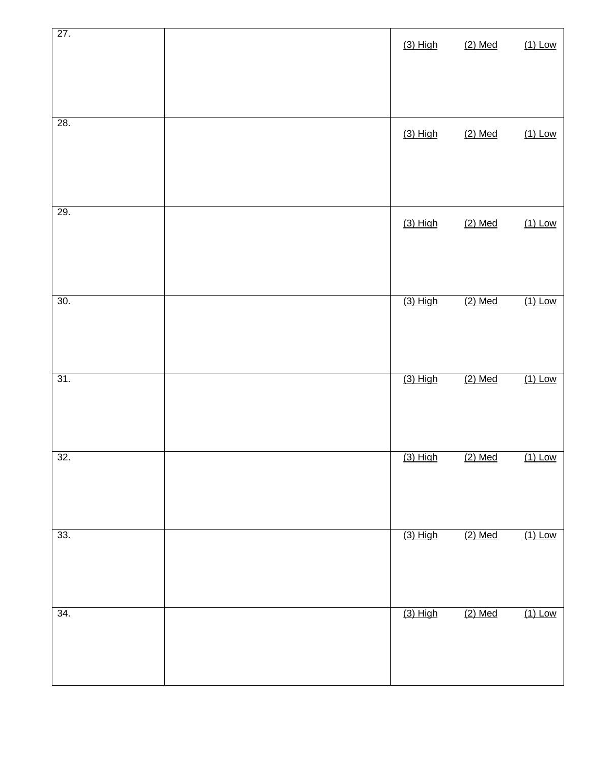| | | |
|---|---|---|
| 27. | | (3) High (2) Med (1) Low |
| 28. | | (3) High (2) Med (1) Low |
| 29. | | (3) High (2) Med (1) Low |
| 30. | | (3) High (2) Med (1) Low |
| 31. | | (3) High (2) Med (1) Low |
| 32. | | (3) High (2) Med (1) Low |
| 33. | | (3) High (2) Med (1) Low |
| 34. | | (3) High (2) Med (1) Low |